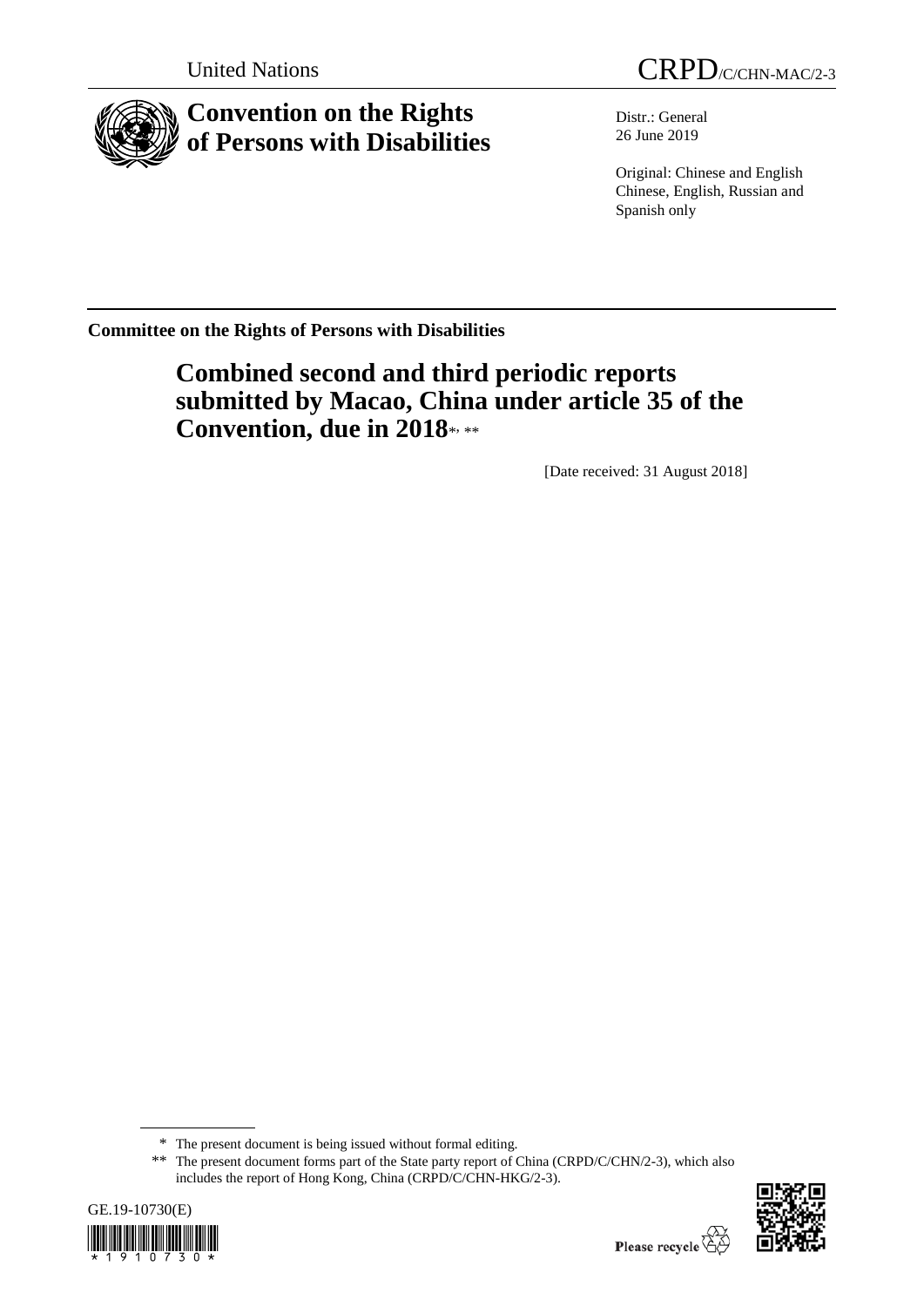United Nations

CRPD/C/CHN-MAC/2-3

# Convention on the Rights of Persons with Disabilities

Distr.: General
26 June 2019

Original: Chinese and English
Chinese, English, Russian and Spanish only

**Committee on the Rights of Persons with Disabilities**

## Combined second and third periodic reports submitted by Macao, China under article 35 of the Convention, due in 2018*, **

[Date received: 31 August 2018]

\* The present document is being issued without formal editing.

\*\* The present document forms part of the State party report of China (CRPD/C/CHN/2-3), which also includes the report of Hong Kong, China (CRPD/C/CHN-HKG/2-3).

GE.19-10730(E)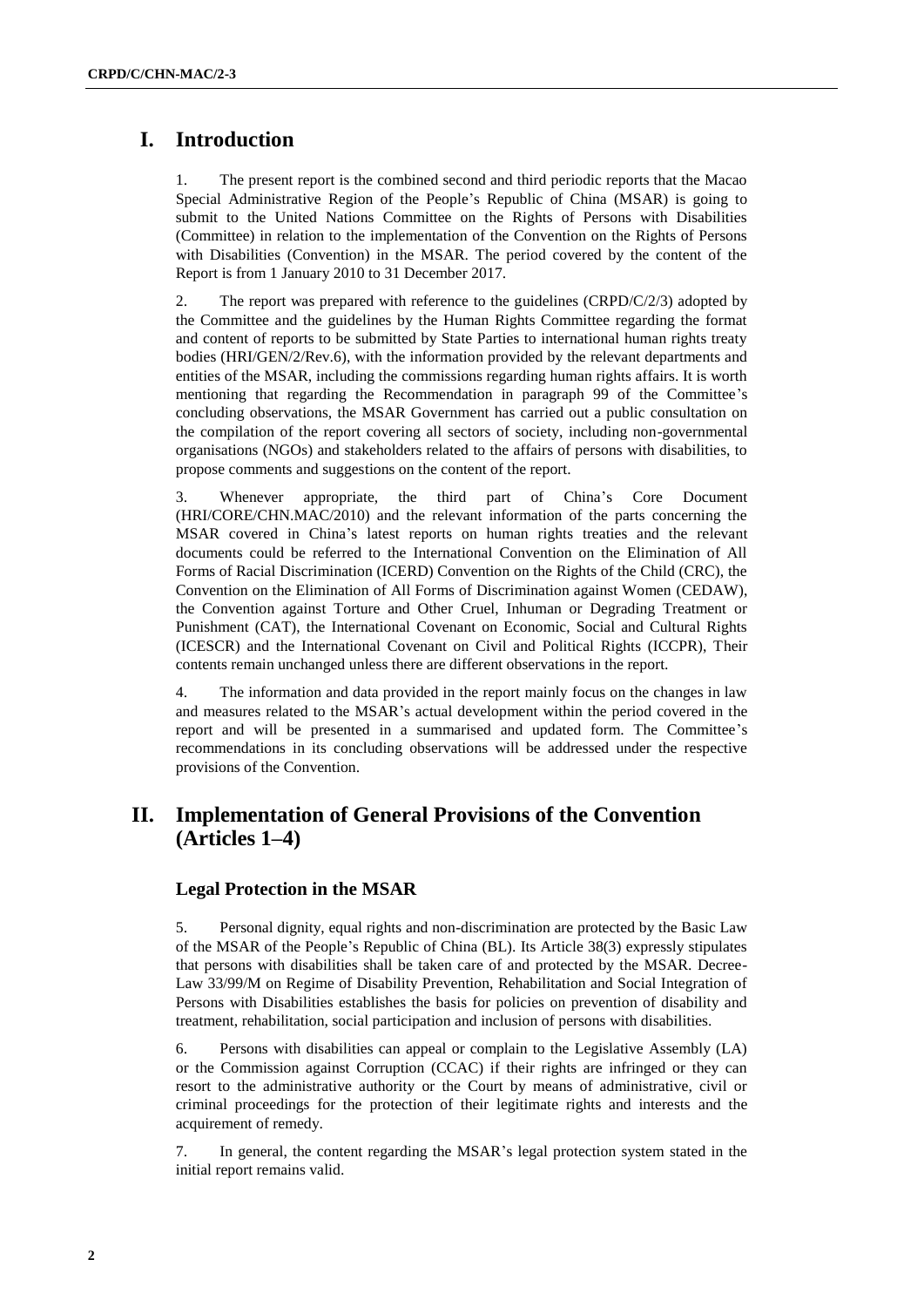# I. Introduction

1. The present report is the combined second and third periodic reports that the Macao Special Administrative Region of the People's Republic of China (MSAR) is going to submit to the United Nations Committee on the Rights of Persons with Disabilities (Committee) in relation to the implementation of the Convention on the Rights of Persons with Disabilities (Convention) in the MSAR. The period covered by the content of the Report is from 1 January 2010 to 31 December 2017.

2. The report was prepared with reference to the guidelines (CRPD/C/2/3) adopted by the Committee and the guidelines by the Human Rights Committee regarding the format and content of reports to be submitted by State Parties to international human rights treaty bodies (HRI/GEN/2/Rev.6), with the information provided by the relevant departments and entities of the MSAR, including the commissions regarding human rights affairs. It is worth mentioning that regarding the Recommendation in paragraph 99 of the Committee's concluding observations, the MSAR Government has carried out a public consultation on the compilation of the report covering all sectors of society, including non-governmental organisations (NGOs) and stakeholders related to the affairs of persons with disabilities, to propose comments and suggestions on the content of the report.

3. Whenever appropriate, the third part of China's Core Document (HRI/CORE/CHN.MAC/2010) and the relevant information of the parts concerning the MSAR covered in China's latest reports on human rights treaties and the relevant documents could be referred to the International Convention on the Elimination of All Forms of Racial Discrimination (ICERD) Convention on the Rights of the Child (CRC), the Convention on the Elimination of All Forms of Discrimination against Women (CEDAW), the Convention against Torture and Other Cruel, Inhuman or Degrading Treatment or Punishment (CAT), the International Covenant on Economic, Social and Cultural Rights (ICESCR) and the International Covenant on Civil and Political Rights (ICCPR), Their contents remain unchanged unless there are different observations in the report.

4. The information and data provided in the report mainly focus on the changes in law and measures related to the MSAR's actual development within the period covered in the report and will be presented in a summarised and updated form. The Committee's recommendations in its concluding observations will be addressed under the respective provisions of the Convention.

# II. Implementation of General Provisions of the Convention (Articles 1–4)

## Legal Protection in the MSAR

5. Personal dignity, equal rights and non-discrimination are protected by the Basic Law of the MSAR of the People's Republic of China (BL). Its Article 38(3) expressly stipulates that persons with disabilities shall be taken care of and protected by the MSAR. Decree-Law 33/99/M on Regime of Disability Prevention, Rehabilitation and Social Integration of Persons with Disabilities establishes the basis for policies on prevention of disability and treatment, rehabilitation, social participation and inclusion of persons with disabilities.

6. Persons with disabilities can appeal or complain to the Legislative Assembly (LA) or the Commission against Corruption (CCAC) if their rights are infringed or they can resort to the administrative authority or the Court by means of administrative, civil or criminal proceedings for the protection of their legitimate rights and interests and the acquirement of remedy.

7. In general, the content regarding the MSAR's legal protection system stated in the initial report remains valid.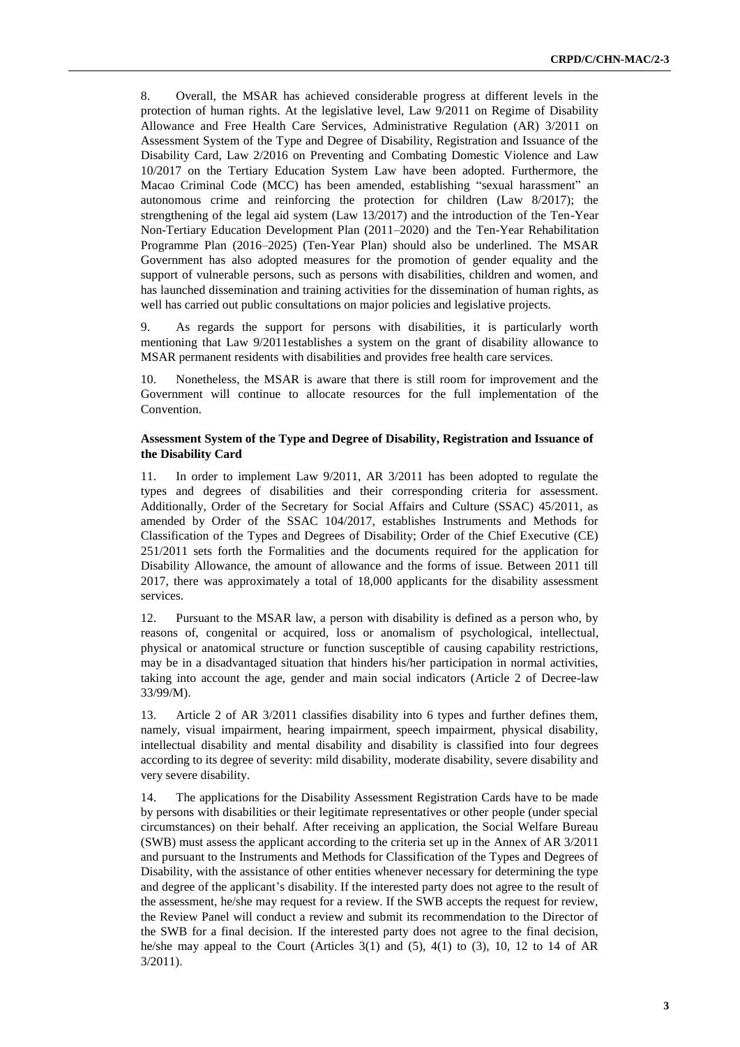8. Overall, the MSAR has achieved considerable progress at different levels in the protection of human rights. At the legislative level, Law 9/2011 on Regime of Disability Allowance and Free Health Care Services, Administrative Regulation (AR) 3/2011 on Assessment System of the Type and Degree of Disability, Registration and Issuance of the Disability Card, Law 2/2016 on Preventing and Combating Domestic Violence and Law 10/2017 on the Tertiary Education System Law have been adopted. Furthermore, the Macao Criminal Code (MCC) has been amended, establishing "sexual harassment" an autonomous crime and reinforcing the protection for children (Law 8/2017); the strengthening of the legal aid system (Law 13/2017) and the introduction of the Ten-Year Non-Tertiary Education Development Plan (2011–2020) and the Ten-Year Rehabilitation Programme Plan (2016–2025) (Ten-Year Plan) should also be underlined. The MSAR Government has also adopted measures for the promotion of gender equality and the support of vulnerable persons, such as persons with disabilities, children and women, and has launched dissemination and training activities for the dissemination of human rights, as well has carried out public consultations on major policies and legislative projects.

9. As regards the support for persons with disabilities, it is particularly worth mentioning that Law 9/2011establishes a system on the grant of disability allowance to MSAR permanent residents with disabilities and provides free health care services.

10. Nonetheless, the MSAR is aware that there is still room for improvement and the Government will continue to allocate resources for the full implementation of the Convention.

### Assessment System of the Type and Degree of Disability, Registration and Issuance of the Disability Card

11. In order to implement Law 9/2011, AR 3/2011 has been adopted to regulate the types and degrees of disabilities and their corresponding criteria for assessment. Additionally, Order of the Secretary for Social Affairs and Culture (SSAC) 45/2011, as amended by Order of the SSAC 104/2017, establishes Instruments and Methods for Classification of the Types and Degrees of Disability; Order of the Chief Executive (CE) 251/2011 sets forth the Formalities and the documents required for the application for Disability Allowance, the amount of allowance and the forms of issue. Between 2011 till 2017, there was approximately a total of 18,000 applicants for the disability assessment services.

12. Pursuant to the MSAR law, a person with disability is defined as a person who, by reasons of, congenital or acquired, loss or anomalism of psychological, intellectual, physical or anatomical structure or function susceptible of causing capability restrictions, may be in a disadvantaged situation that hinders his/her participation in normal activities, taking into account the age, gender and main social indicators (Article 2 of Decree-law 33/99/M).

13. Article 2 of AR 3/2011 classifies disability into 6 types and further defines them, namely, visual impairment, hearing impairment, speech impairment, physical disability, intellectual disability and mental disability and disability is classified into four degrees according to its degree of severity: mild disability, moderate disability, severe disability and very severe disability.

14. The applications for the Disability Assessment Registration Cards have to be made by persons with disabilities or their legitimate representatives or other people (under special circumstances) on their behalf. After receiving an application, the Social Welfare Bureau (SWB) must assess the applicant according to the criteria set up in the Annex of AR 3/2011 and pursuant to the Instruments and Methods for Classification of the Types and Degrees of Disability, with the assistance of other entities whenever necessary for determining the type and degree of the applicant's disability. If the interested party does not agree to the result of the assessment, he/she may request for a review. If the SWB accepts the request for review, the Review Panel will conduct a review and submit its recommendation to the Director of the SWB for a final decision. If the interested party does not agree to the final decision, he/she may appeal to the Court (Articles 3(1) and (5), 4(1) to (3), 10, 12 to 14 of AR 3/2011).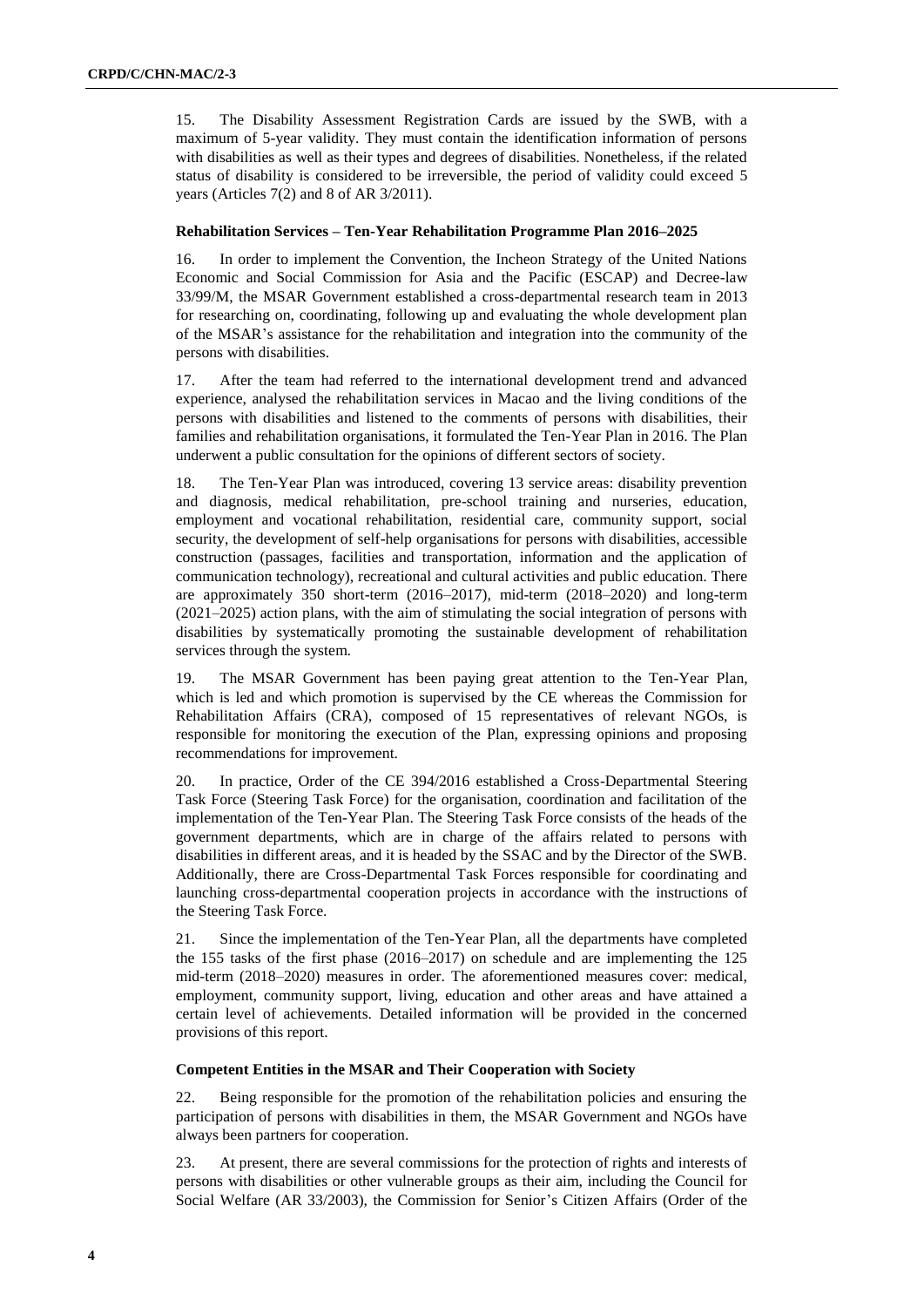15. The Disability Assessment Registration Cards are issued by the SWB, with a maximum of 5-year validity. They must contain the identification information of persons with disabilities as well as their types and degrees of disabilities. Nonetheless, if the related status of disability is considered to be irreversible, the period of validity could exceed 5 years (Articles 7(2) and 8 of AR 3/2011).

**Rehabilitation Services – Ten-Year Rehabilitation Programme Plan 2016–2025**

16. In order to implement the Convention, the Incheon Strategy of the United Nations Economic and Social Commission for Asia and the Pacific (ESCAP) and Decree-law 33/99/M, the MSAR Government established a cross-departmental research team in 2013 for researching on, coordinating, following up and evaluating the whole development plan of the MSAR's assistance for the rehabilitation and integration into the community of the persons with disabilities.

17. After the team had referred to the international development trend and advanced experience, analysed the rehabilitation services in Macao and the living conditions of the persons with disabilities and listened to the comments of persons with disabilities, their families and rehabilitation organisations, it formulated the Ten-Year Plan in 2016. The Plan underwent a public consultation for the opinions of different sectors of society.

18. The Ten-Year Plan was introduced, covering 13 service areas: disability prevention and diagnosis, medical rehabilitation, pre-school training and nurseries, education, employment and vocational rehabilitation, residential care, community support, social security, the development of self-help organisations for persons with disabilities, accessible construction (passages, facilities and transportation, information and the application of communication technology), recreational and cultural activities and public education. There are approximately 350 short-term (2016–2017), mid-term (2018–2020) and long-term (2021–2025) action plans, with the aim of stimulating the social integration of persons with disabilities by systematically promoting the sustainable development of rehabilitation services through the system.

19. The MSAR Government has been paying great attention to the Ten-Year Plan, which is led and which promotion is supervised by the CE whereas the Commission for Rehabilitation Affairs (CRA), composed of 15 representatives of relevant NGOs, is responsible for monitoring the execution of the Plan, expressing opinions and proposing recommendations for improvement.

20. In practice, Order of the CE 394/2016 established a Cross-Departmental Steering Task Force (Steering Task Force) for the organisation, coordination and facilitation of the implementation of the Ten-Year Plan. The Steering Task Force consists of the heads of the government departments, which are in charge of the affairs related to persons with disabilities in different areas, and it is headed by the SSAC and by the Director of the SWB. Additionally, there are Cross-Departmental Task Forces responsible for coordinating and launching cross-departmental cooperation projects in accordance with the instructions of the Steering Task Force.

21. Since the implementation of the Ten-Year Plan, all the departments have completed the 155 tasks of the first phase (2016–2017) on schedule and are implementing the 125 mid-term (2018–2020) measures in order. The aforementioned measures cover: medical, employment, community support, living, education and other areas and have attained a certain level of achievements. Detailed information will be provided in the concerned provisions of this report.

**Competent Entities in the MSAR and Their Cooperation with Society**

22. Being responsible for the promotion of the rehabilitation policies and ensuring the participation of persons with disabilities in them, the MSAR Government and NGOs have always been partners for cooperation.

23. At present, there are several commissions for the protection of rights and interests of persons with disabilities or other vulnerable groups as their aim, including the Council for Social Welfare (AR 33/2003), the Commission for Senior's Citizen Affairs (Order of the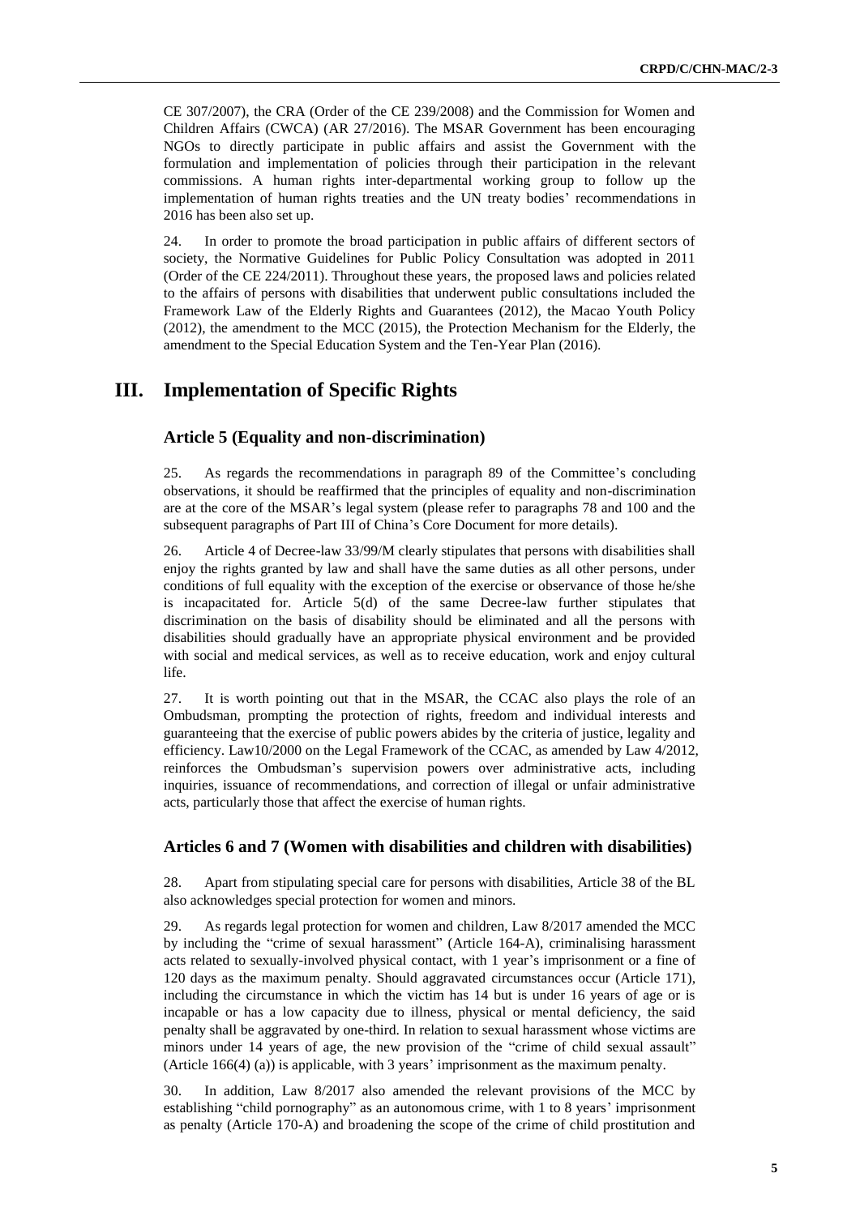CE 307/2007), the CRA (Order of the CE 239/2008) and the Commission for Women and Children Affairs (CWCA) (AR 27/2016). The MSAR Government has been encouraging NGOs to directly participate in public affairs and assist the Government with the formulation and implementation of policies through their participation in the relevant commissions. A human rights inter-departmental working group to follow up the implementation of human rights treaties and the UN treaty bodies' recommendations in 2016 has been also set up.

24. In order to promote the broad participation in public affairs of different sectors of society, the Normative Guidelines for Public Policy Consultation was adopted in 2011 (Order of the CE 224/2011). Throughout these years, the proposed laws and policies related to the affairs of persons with disabilities that underwent public consultations included the Framework Law of the Elderly Rights and Guarantees (2012), the Macao Youth Policy (2012), the amendment to the MCC (2015), the Protection Mechanism for the Elderly, the amendment to the Special Education System and the Ten-Year Plan (2016).

# III. Implementation of Specific Rights

## Article 5 (Equality and non-discrimination)

25. As regards the recommendations in paragraph 89 of the Committee's concluding observations, it should be reaffirmed that the principles of equality and non-discrimination are at the core of the MSAR's legal system (please refer to paragraphs 78 and 100 and the subsequent paragraphs of Part III of China's Core Document for more details).

26. Article 4 of Decree-law 33/99/M clearly stipulates that persons with disabilities shall enjoy the rights granted by law and shall have the same duties as all other persons, under conditions of full equality with the exception of the exercise or observance of those he/she is incapacitated for. Article 5(d) of the same Decree-law further stipulates that discrimination on the basis of disability should be eliminated and all the persons with disabilities should gradually have an appropriate physical environment and be provided with social and medical services, as well as to receive education, work and enjoy cultural life.

27. It is worth pointing out that in the MSAR, the CCAC also plays the role of an Ombudsman, prompting the protection of rights, freedom and individual interests and guaranteeing that the exercise of public powers abides by the criteria of justice, legality and efficiency. Law10/2000 on the Legal Framework of the CCAC, as amended by Law 4/2012, reinforces the Ombudsman's supervision powers over administrative acts, including inquiries, issuance of recommendations, and correction of illegal or unfair administrative acts, particularly those that affect the exercise of human rights.

## Articles 6 and 7 (Women with disabilities and children with disabilities)

28. Apart from stipulating special care for persons with disabilities, Article 38 of the BL also acknowledges special protection for women and minors.

29. As regards legal protection for women and children, Law 8/2017 amended the MCC by including the "crime of sexual harassment" (Article 164-A), criminalising harassment acts related to sexually-involved physical contact, with 1 year's imprisonment or a fine of 120 days as the maximum penalty. Should aggravated circumstances occur (Article 171), including the circumstance in which the victim has 14 but is under 16 years of age or is incapable or has a low capacity due to illness, physical or mental deficiency, the said penalty shall be aggravated by one-third. In relation to sexual harassment whose victims are minors under 14 years of age, the new provision of the "crime of child sexual assault" (Article 166(4) (a)) is applicable, with 3 years' imprisonment as the maximum penalty.

30. In addition, Law 8/2017 also amended the relevant provisions of the MCC by establishing "child pornography" as an autonomous crime, with 1 to 8 years' imprisonment as penalty (Article 170-A) and broadening the scope of the crime of child prostitution and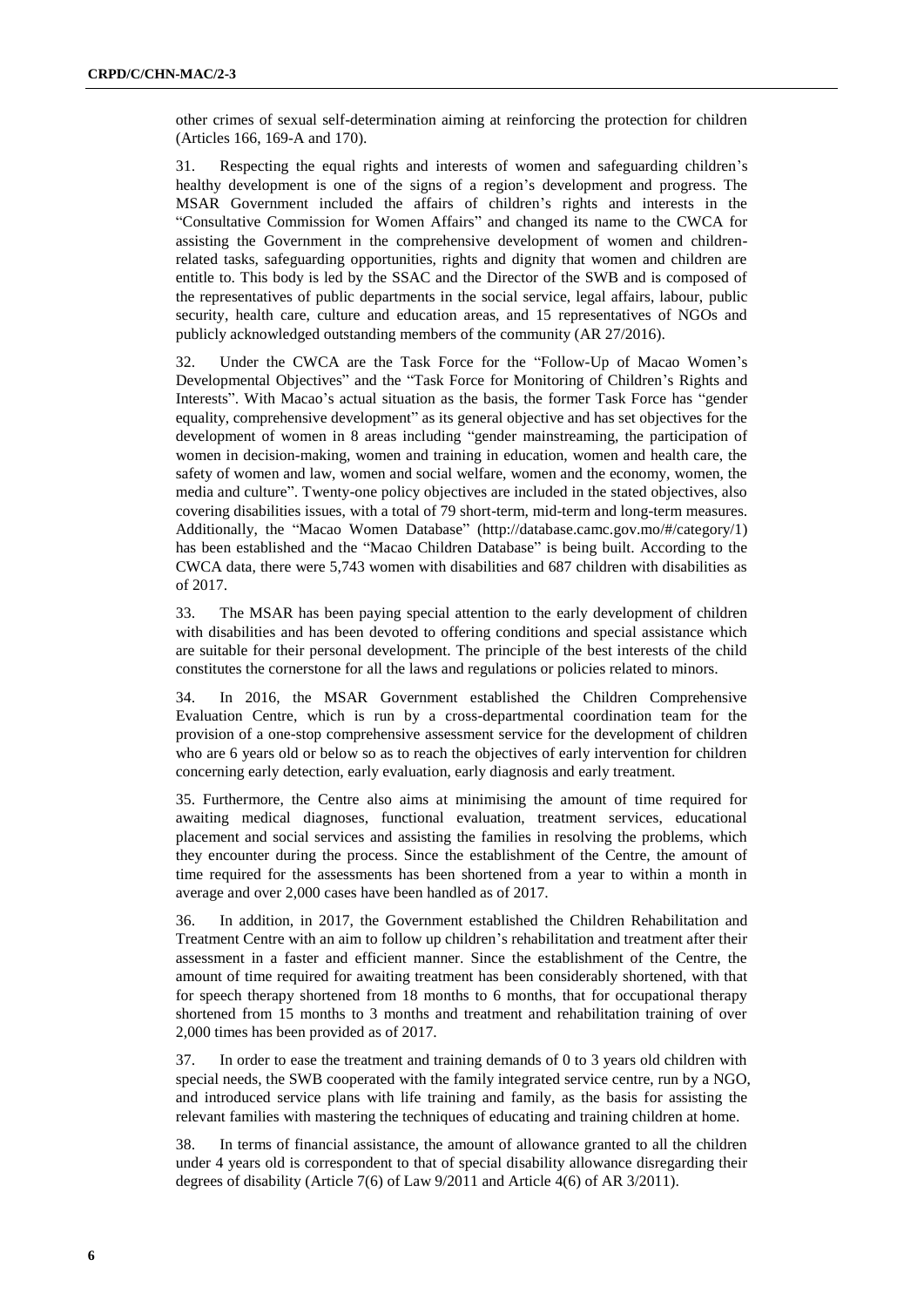other crimes of sexual self-determination aiming at reinforcing the protection for children (Articles 166, 169-A and 170).

31. Respecting the equal rights and interests of women and safeguarding children's healthy development is one of the signs of a region's development and progress. The MSAR Government included the affairs of children's rights and interests in the "Consultative Commission for Women Affairs" and changed its name to the CWCA for assisting the Government in the comprehensive development of women and children-related tasks, safeguarding opportunities, rights and dignity that women and children are entitle to. This body is led by the SSAC and the Director of the SWB and is composed of the representatives of public departments in the social service, legal affairs, labour, public security, health care, culture and education areas, and 15 representatives of NGOs and publicly acknowledged outstanding members of the community (AR 27/2016).

32. Under the CWCA are the Task Force for the "Follow-Up of Macao Women's Developmental Objectives" and the "Task Force for Monitoring of Children's Rights and Interests". With Macao's actual situation as the basis, the former Task Force has "gender equality, comprehensive development" as its general objective and has set objectives for the development of women in 8 areas including "gender mainstreaming, the participation of women in decision-making, women and training in education, women and health care, the safety of women and law, women and social welfare, women and the economy, women, the media and culture". Twenty-one policy objectives are included in the stated objectives, also covering disabilities issues, with a total of 79 short-term, mid-term and long-term measures. Additionally, the "Macao Women Database" (http://database.camc.gov.mo/#/category/1) has been established and the "Macao Children Database" is being built. According to the CWCA data, there were 5,743 women with disabilities and 687 children with disabilities as of 2017.

33. The MSAR has been paying special attention to the early development of children with disabilities and has been devoted to offering conditions and special assistance which are suitable for their personal development. The principle of the best interests of the child constitutes the cornerstone for all the laws and regulations or policies related to minors.

34. In 2016, the MSAR Government established the Children Comprehensive Evaluation Centre, which is run by a cross-departmental coordination team for the provision of a one-stop comprehensive assessment service for the development of children who are 6 years old or below so as to reach the objectives of early intervention for children concerning early detection, early evaluation, early diagnosis and early treatment.

35. Furthermore, the Centre also aims at minimising the amount of time required for awaiting medical diagnoses, functional evaluation, treatment services, educational placement and social services and assisting the families in resolving the problems, which they encounter during the process. Since the establishment of the Centre, the amount of time required for the assessments has been shortened from a year to within a month in average and over 2,000 cases have been handled as of 2017.

36. In addition, in 2017, the Government established the Children Rehabilitation and Treatment Centre with an aim to follow up children's rehabilitation and treatment after their assessment in a faster and efficient manner. Since the establishment of the Centre, the amount of time required for awaiting treatment has been considerably shortened, with that for speech therapy shortened from 18 months to 6 months, that for occupational therapy shortened from 15 months to 3 months and treatment and rehabilitation training of over 2,000 times has been provided as of 2017.

37. In order to ease the treatment and training demands of 0 to 3 years old children with special needs, the SWB cooperated with the family integrated service centre, run by a NGO, and introduced service plans with life training and family, as the basis for assisting the relevant families with mastering the techniques of educating and training children at home.

38. In terms of financial assistance, the amount of allowance granted to all the children under 4 years old is correspondent to that of special disability allowance disregarding their degrees of disability (Article 7(6) of Law 9/2011 and Article 4(6) of AR 3/2011).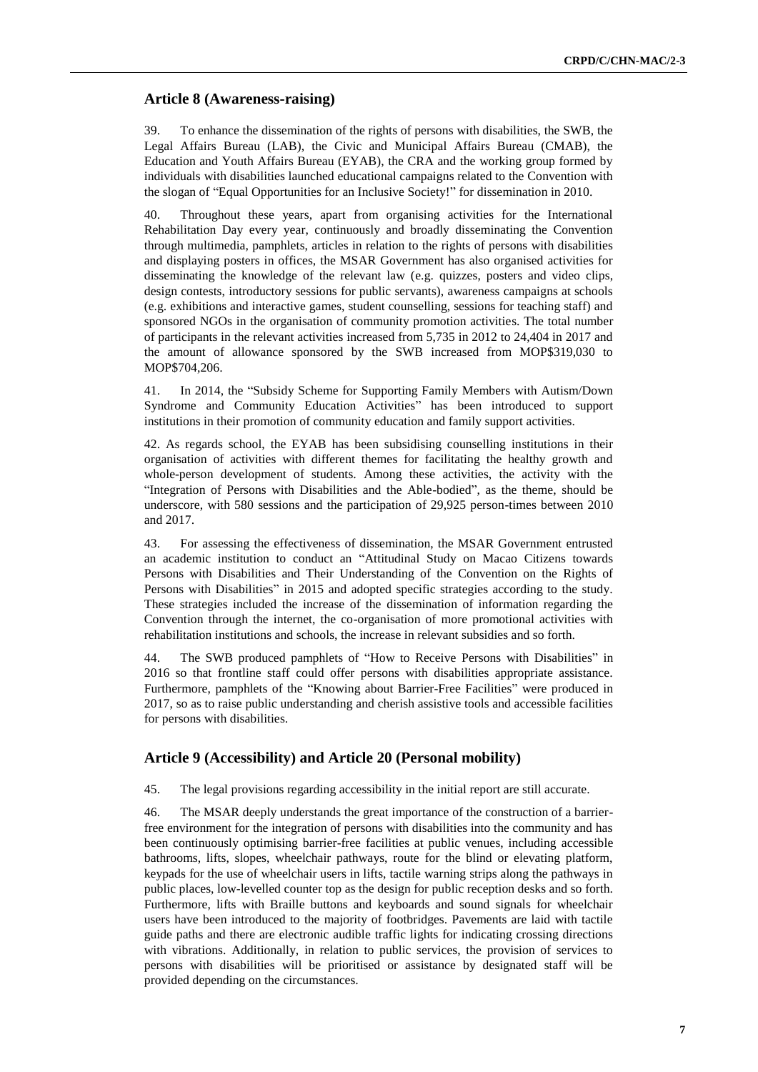## Article 8 (Awareness-raising)

39. To enhance the dissemination of the rights of persons with disabilities, the SWB, the Legal Affairs Bureau (LAB), the Civic and Municipal Affairs Bureau (CMAB), the Education and Youth Affairs Bureau (EYAB), the CRA and the working group formed by individuals with disabilities launched educational campaigns related to the Convention with the slogan of "Equal Opportunities for an Inclusive Society!" for dissemination in 2010.

40. Throughout these years, apart from organising activities for the International Rehabilitation Day every year, continuously and broadly disseminating the Convention through multimedia, pamphlets, articles in relation to the rights of persons with disabilities and displaying posters in offices, the MSAR Government has also organised activities for disseminating the knowledge of the relevant law (e.g. quizzes, posters and video clips, design contests, introductory sessions for public servants), awareness campaigns at schools (e.g. exhibitions and interactive games, student counselling, sessions for teaching staff) and sponsored NGOs in the organisation of community promotion activities. The total number of participants in the relevant activities increased from 5,735 in 2012 to 24,404 in 2017 and the amount of allowance sponsored by the SWB increased from MOP$319,030 to MOP$704,206.

41. In 2014, the "Subsidy Scheme for Supporting Family Members with Autism/Down Syndrome and Community Education Activities" has been introduced to support institutions in their promotion of community education and family support activities.

42. As regards school, the EYAB has been subsidising counselling institutions in their organisation of activities with different themes for facilitating the healthy growth and whole-person development of students. Among these activities, the activity with the "Integration of Persons with Disabilities and the Able-bodied", as the theme, should be underscore, with 580 sessions and the participation of 29,925 person-times between 2010 and 2017.

43. For assessing the effectiveness of dissemination, the MSAR Government entrusted an academic institution to conduct an "Attitudinal Study on Macao Citizens towards Persons with Disabilities and Their Understanding of the Convention on the Rights of Persons with Disabilities" in 2015 and adopted specific strategies according to the study. These strategies included the increase of the dissemination of information regarding the Convention through the internet, the co-organisation of more promotional activities with rehabilitation institutions and schools, the increase in relevant subsidies and so forth.

44. The SWB produced pamphlets of "How to Receive Persons with Disabilities" in 2016 so that frontline staff could offer persons with disabilities appropriate assistance. Furthermore, pamphlets of the "Knowing about Barrier-Free Facilities" were produced in 2017, so as to raise public understanding and cherish assistive tools and accessible facilities for persons with disabilities.

## Article 9 (Accessibility) and Article 20 (Personal mobility)

45. The legal provisions regarding accessibility in the initial report are still accurate.

46. The MSAR deeply understands the great importance of the construction of a barrier-free environment for the integration of persons with disabilities into the community and has been continuously optimising barrier-free facilities at public venues, including accessible bathrooms, lifts, slopes, wheelchair pathways, route for the blind or elevating platform, keypads for the use of wheelchair users in lifts, tactile warning strips along the pathways in public places, low-levelled counter top as the design for public reception desks and so forth. Furthermore, lifts with Braille buttons and keyboards and sound signals for wheelchair users have been introduced to the majority of footbridges. Pavements are laid with tactile guide paths and there are electronic audible traffic lights for indicating crossing directions with vibrations. Additionally, in relation to public services, the provision of services to persons with disabilities will be prioritised or assistance by designated staff will be provided depending on the circumstances.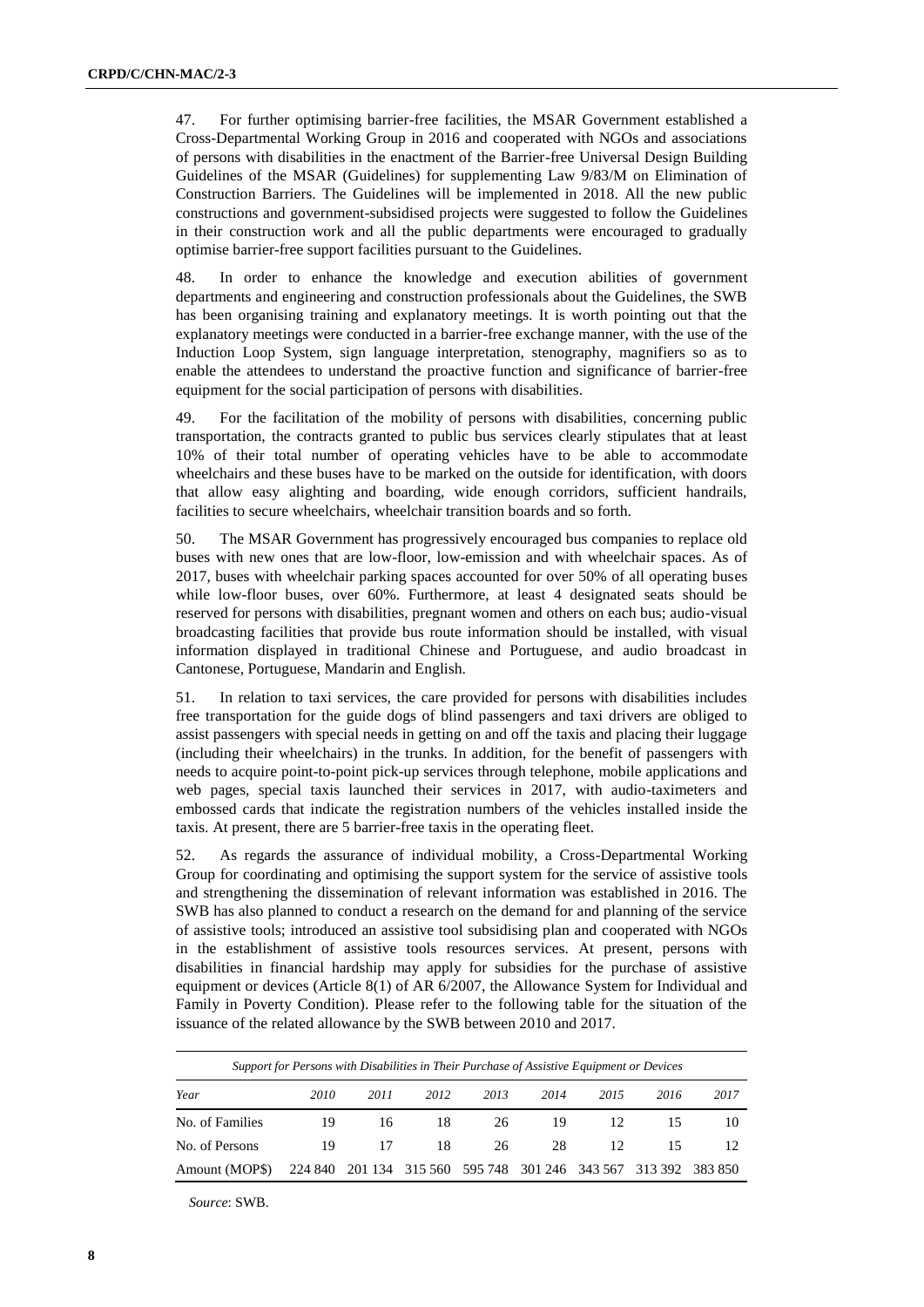47. For further optimising barrier-free facilities, the MSAR Government established a Cross-Departmental Working Group in 2016 and cooperated with NGOs and associations of persons with disabilities in the enactment of the Barrier-free Universal Design Building Guidelines of the MSAR (Guidelines) for supplementing Law 9/83/M on Elimination of Construction Barriers. The Guidelines will be implemented in 2018. All the new public constructions and government-subsidised projects were suggested to follow the Guidelines in their construction work and all the public departments were encouraged to gradually optimise barrier-free support facilities pursuant to the Guidelines.

48. In order to enhance the knowledge and execution abilities of government departments and engineering and construction professionals about the Guidelines, the SWB has been organising training and explanatory meetings. It is worth pointing out that the explanatory meetings were conducted in a barrier-free exchange manner, with the use of the Induction Loop System, sign language interpretation, stenography, magnifiers so as to enable the attendees to understand the proactive function and significance of barrier-free equipment for the social participation of persons with disabilities.

49. For the facilitation of the mobility of persons with disabilities, concerning public transportation, the contracts granted to public bus services clearly stipulates that at least 10% of their total number of operating vehicles have to be able to accommodate wheelchairs and these buses have to be marked on the outside for identification, with doors that allow easy alighting and boarding, wide enough corridors, sufficient handrails, facilities to secure wheelchairs, wheelchair transition boards and so forth.

50. The MSAR Government has progressively encouraged bus companies to replace old buses with new ones that are low-floor, low-emission and with wheelchair spaces. As of 2017, buses with wheelchair parking spaces accounted for over 50% of all operating buses while low-floor buses, over 60%. Furthermore, at least 4 designated seats should be reserved for persons with disabilities, pregnant women and others on each bus; audio-visual broadcasting facilities that provide bus route information should be installed, with visual information displayed in traditional Chinese and Portuguese, and audio broadcast in Cantonese, Portuguese, Mandarin and English.

51. In relation to taxi services, the care provided for persons with disabilities includes free transportation for the guide dogs of blind passengers and taxi drivers are obliged to assist passengers with special needs in getting on and off the taxis and placing their luggage (including their wheelchairs) in the trunks. In addition, for the benefit of passengers with needs to acquire point-to-point pick-up services through telephone, mobile applications and web pages, special taxis launched their services in 2017, with audio-taximeters and embossed cards that indicate the registration numbers of the vehicles installed inside the taxis. At present, there are 5 barrier-free taxis in the operating fleet.

52. As regards the assurance of individual mobility, a Cross-Departmental Working Group for coordinating and optimising the support system for the service of assistive tools and strengthening the dissemination of relevant information was established in 2016. The SWB has also planned to conduct a research on the demand for and planning of the service of assistive tools; introduced an assistive tool subsidising plan and cooperated with NGOs in the establishment of assistive tools resources services. At present, persons with disabilities in financial hardship may apply for subsidies for the purchase of assistive equipment or devices (Article 8(1) of AR 6/2007, the Allowance System for Individual and Family in Poverty Condition). Please refer to the following table for the situation of the issuance of the related allowance by the SWB between 2010 and 2017.

*Support for Persons with Disabilities in Their Purchase of Assistive Equipment or Devices*

| *Year* | *2010* | *2011* | *2012* | *2013* | *2014* | *2015* | *2016* | *2017* |
|---|---|---|---|---|---|---|---|---|
| No. of Families | 19 | 16 | 18 | 26 | 19 | 12 | 15 | 10 |
| No. of Persons | 19 | 17 | 18 | 26 | 28 | 12 | 15 | 12 |
| Amount (MOP$) | 224 840 | 201 134 | 315 560 | 595 748 | 301 246 | 343 567 | 313 392 | 383 850 |

*Source*: SWB.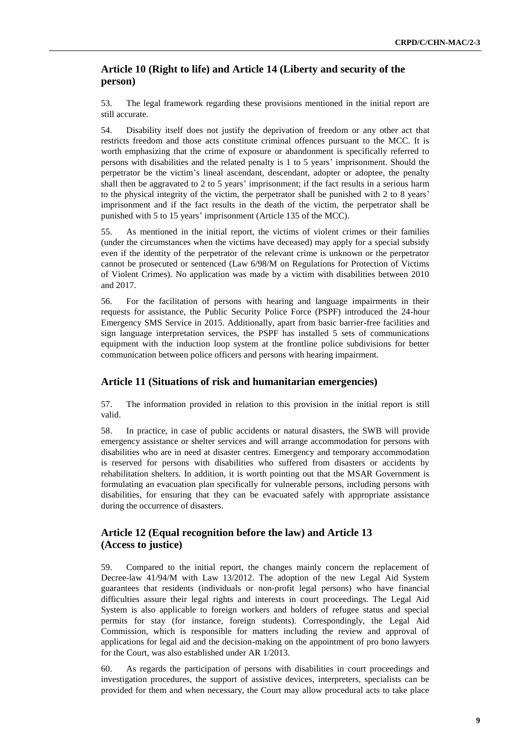## Article 10 (Right to life) and Article 14 (Liberty and security of the person)

53. The legal framework regarding these provisions mentioned in the initial report are still accurate.

54. Disability itself does not justify the deprivation of freedom or any other act that restricts freedom and those acts constitute criminal offences pursuant to the MCC. It is worth emphasizing that the crime of exposure or abandonment is specifically referred to persons with disabilities and the related penalty is 1 to 5 years' imprisonment. Should the perpetrator be the victim's lineal ascendant, descendant, adopter or adoptee, the penalty shall then be aggravated to 2 to 5 years' imprisonment; if the fact results in a serious harm to the physical integrity of the victim, the perpetrator shall be punished with 2 to 8 years' imprisonment and if the fact results in the death of the victim, the perpetrator shall be punished with 5 to 15 years' imprisonment (Article 135 of the MCC).

55. As mentioned in the initial report, the victims of violent crimes or their families (under the circumstances when the victims have deceased) may apply for a special subsidy even if the identity of the perpetrator of the relevant crime is unknown or the perpetrator cannot be prosecuted or sentenced (Law 6/98/M on Regulations for Protection of Victims of Violent Crimes). No application was made by a victim with disabilities between 2010 and 2017.

56. For the facilitation of persons with hearing and language impairments in their requests for assistance, the Public Security Police Force (PSPF) introduced the 24-hour Emergency SMS Service in 2015. Additionally, apart from basic barrier-free facilities and sign language interpretation services, the PSPF has installed 5 sets of communications equipment with the induction loop system at the frontline police subdivisions for better communication between police officers and persons with hearing impairment.

## Article 11 (Situations of risk and humanitarian emergencies)

57. The information provided in relation to this provision in the initial report is still valid.

58. In practice, in case of public accidents or natural disasters, the SWB will provide emergency assistance or shelter services and will arrange accommodation for persons with disabilities who are in need at disaster centres. Emergency and temporary accommodation is reserved for persons with disabilities who suffered from disasters or accidents by rehabilitation shelters. In addition, it is worth pointing out that the MSAR Government is formulating an evacuation plan specifically for vulnerable persons, including persons with disabilities, for ensuring that they can be evacuated safely with appropriate assistance during the occurrence of disasters.

## Article 12 (Equal recognition before the law) and Article 13 (Access to justice)

59. Compared to the initial report, the changes mainly concern the replacement of Decree-law 41/94/M with Law 13/2012. The adoption of the new Legal Aid System guarantees that residents (individuals or non-profit legal persons) who have financial difficulties assure their legal rights and interests in court proceedings. The Legal Aid System is also applicable to foreign workers and holders of refugee status and special permits for stay (for instance, foreign students). Correspondingly, the Legal Aid Commission, which is responsible for matters including the review and approval of applications for legal aid and the decision-making on the appointment of pro bono lawyers for the Court, was also established under AR 1/2013.

60. As regards the participation of persons with disabilities in court proceedings and investigation procedures, the support of assistive devices, interpreters, specialists can be provided for them and when necessary, the Court may allow procedural acts to take place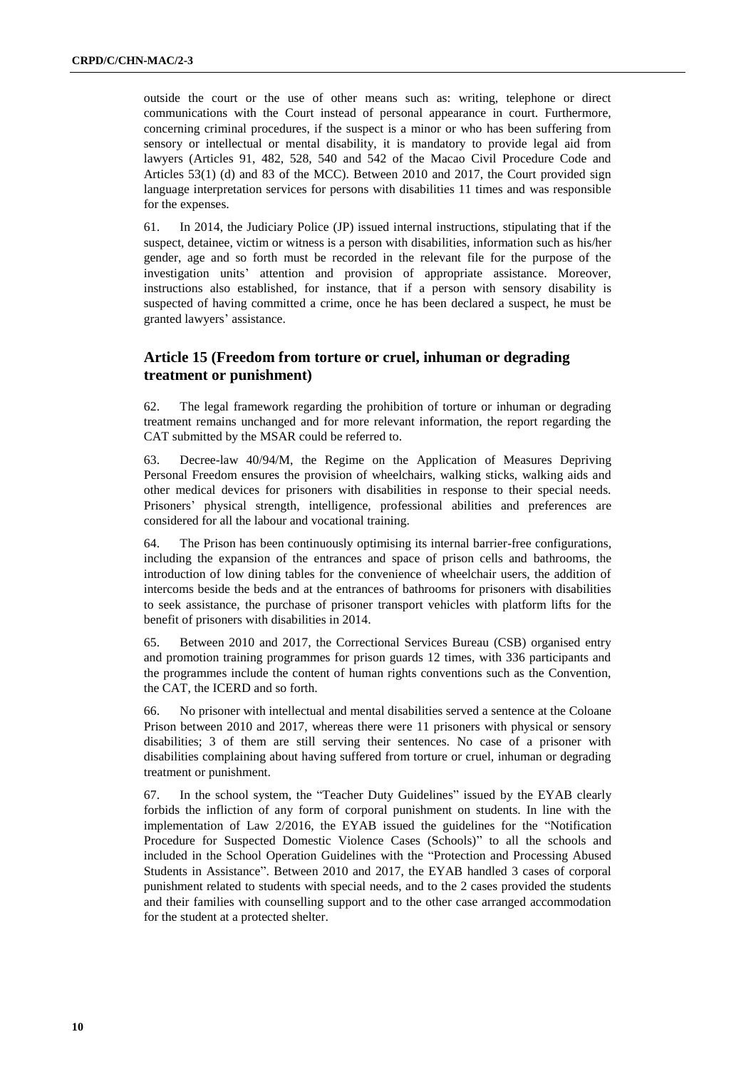outside the court or the use of other means such as: writing, telephone or direct communications with the Court instead of personal appearance in court. Furthermore, concerning criminal procedures, if the suspect is a minor or who has been suffering from sensory or intellectual or mental disability, it is mandatory to provide legal aid from lawyers (Articles 91, 482, 528, 540 and 542 of the Macao Civil Procedure Code and Articles 53(1) (d) and 83 of the MCC). Between 2010 and 2017, the Court provided sign language interpretation services for persons with disabilities 11 times and was responsible for the expenses.

61. In 2014, the Judiciary Police (JP) issued internal instructions, stipulating that if the suspect, detainee, victim or witness is a person with disabilities, information such as his/her gender, age and so forth must be recorded in the relevant file for the purpose of the investigation units' attention and provision of appropriate assistance. Moreover, instructions also established, for instance, that if a person with sensory disability is suspected of having committed a crime, once he has been declared a suspect, he must be granted lawyers' assistance.

## Article 15 (Freedom from torture or cruel, inhuman or degrading treatment or punishment)

62. The legal framework regarding the prohibition of torture or inhuman or degrading treatment remains unchanged and for more relevant information, the report regarding the CAT submitted by the MSAR could be referred to.

63. Decree-law 40/94/M, the Regime on the Application of Measures Depriving Personal Freedom ensures the provision of wheelchairs, walking sticks, walking aids and other medical devices for prisoners with disabilities in response to their special needs. Prisoners' physical strength, intelligence, professional abilities and preferences are considered for all the labour and vocational training.

64. The Prison has been continuously optimising its internal barrier-free configurations, including the expansion of the entrances and space of prison cells and bathrooms, the introduction of low dining tables for the convenience of wheelchair users, the addition of intercoms beside the beds and at the entrances of bathrooms for prisoners with disabilities to seek assistance, the purchase of prisoner transport vehicles with platform lifts for the benefit of prisoners with disabilities in 2014.

65. Between 2010 and 2017, the Correctional Services Bureau (CSB) organised entry and promotion training programmes for prison guards 12 times, with 336 participants and the programmes include the content of human rights conventions such as the Convention, the CAT, the ICERD and so forth.

66. No prisoner with intellectual and mental disabilities served a sentence at the Coloane Prison between 2010 and 2017, whereas there were 11 prisoners with physical or sensory disabilities; 3 of them are still serving their sentences. No case of a prisoner with disabilities complaining about having suffered from torture or cruel, inhuman or degrading treatment or punishment.

67. In the school system, the "Teacher Duty Guidelines" issued by the EYAB clearly forbids the infliction of any form of corporal punishment on students. In line with the implementation of Law 2/2016, the EYAB issued the guidelines for the "Notification Procedure for Suspected Domestic Violence Cases (Schools)" to all the schools and included in the School Operation Guidelines with the "Protection and Processing Abused Students in Assistance". Between 2010 and 2017, the EYAB handled 3 cases of corporal punishment related to students with special needs, and to the 2 cases provided the students and their families with counselling support and to the other case arranged accommodation for the student at a protected shelter.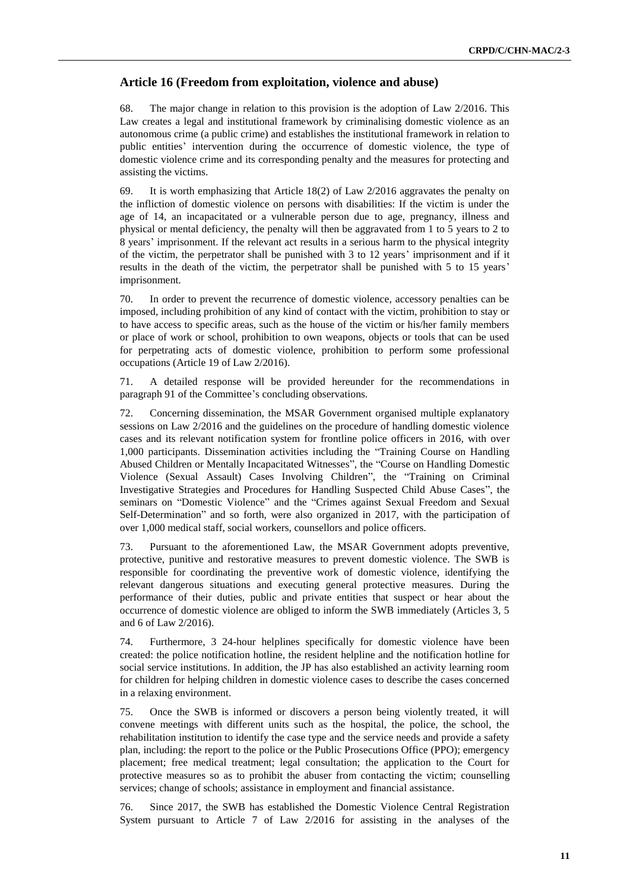## Article 16 (Freedom from exploitation, violence and abuse)

68. The major change in relation to this provision is the adoption of Law 2/2016. This Law creates a legal and institutional framework by criminalising domestic violence as an autonomous crime (a public crime) and establishes the institutional framework in relation to public entities' intervention during the occurrence of domestic violence, the type of domestic violence crime and its corresponding penalty and the measures for protecting and assisting the victims.

69. It is worth emphasizing that Article 18(2) of Law 2/2016 aggravates the penalty on the infliction of domestic violence on persons with disabilities: If the victim is under the age of 14, an incapacitated or a vulnerable person due to age, pregnancy, illness and physical or mental deficiency, the penalty will then be aggravated from 1 to 5 years to 2 to 8 years' imprisonment. If the relevant act results in a serious harm to the physical integrity of the victim, the perpetrator shall be punished with 3 to 12 years' imprisonment and if it results in the death of the victim, the perpetrator shall be punished with 5 to 15 years' imprisonment.

70. In order to prevent the recurrence of domestic violence, accessory penalties can be imposed, including prohibition of any kind of contact with the victim, prohibition to stay or to have access to specific areas, such as the house of the victim or his/her family members or place of work or school, prohibition to own weapons, objects or tools that can be used for perpetrating acts of domestic violence, prohibition to perform some professional occupations (Article 19 of Law 2/2016).

71. A detailed response will be provided hereunder for the recommendations in paragraph 91 of the Committee's concluding observations.

72. Concerning dissemination, the MSAR Government organised multiple explanatory sessions on Law 2/2016 and the guidelines on the procedure of handling domestic violence cases and its relevant notification system for frontline police officers in 2016, with over 1,000 participants. Dissemination activities including the "Training Course on Handling Abused Children or Mentally Incapacitated Witnesses", the "Course on Handling Domestic Violence (Sexual Assault) Cases Involving Children", the "Training on Criminal Investigative Strategies and Procedures for Handling Suspected Child Abuse Cases", the seminars on "Domestic Violence" and the "Crimes against Sexual Freedom and Sexual Self-Determination" and so forth, were also organized in 2017, with the participation of over 1,000 medical staff, social workers, counsellors and police officers.

73. Pursuant to the aforementioned Law, the MSAR Government adopts preventive, protective, punitive and restorative measures to prevent domestic violence. The SWB is responsible for coordinating the preventive work of domestic violence, identifying the relevant dangerous situations and executing general protective measures. During the performance of their duties, public and private entities that suspect or hear about the occurrence of domestic violence are obliged to inform the SWB immediately (Articles 3, 5 and 6 of Law 2/2016).

74. Furthermore, 3 24-hour helplines specifically for domestic violence have been created: the police notification hotline, the resident helpline and the notification hotline for social service institutions. In addition, the JP has also established an activity learning room for children for helping children in domestic violence cases to describe the cases concerned in a relaxing environment.

75. Once the SWB is informed or discovers a person being violently treated, it will convene meetings with different units such as the hospital, the police, the school, the rehabilitation institution to identify the case type and the service needs and provide a safety plan, including: the report to the police or the Public Prosecutions Office (PPO); emergency placement; free medical treatment; legal consultation; the application to the Court for protective measures so as to prohibit the abuser from contacting the victim; counselling services; change of schools; assistance in employment and financial assistance.

76. Since 2017, the SWB has established the Domestic Violence Central Registration System pursuant to Article 7 of Law 2/2016 for assisting in the analyses of the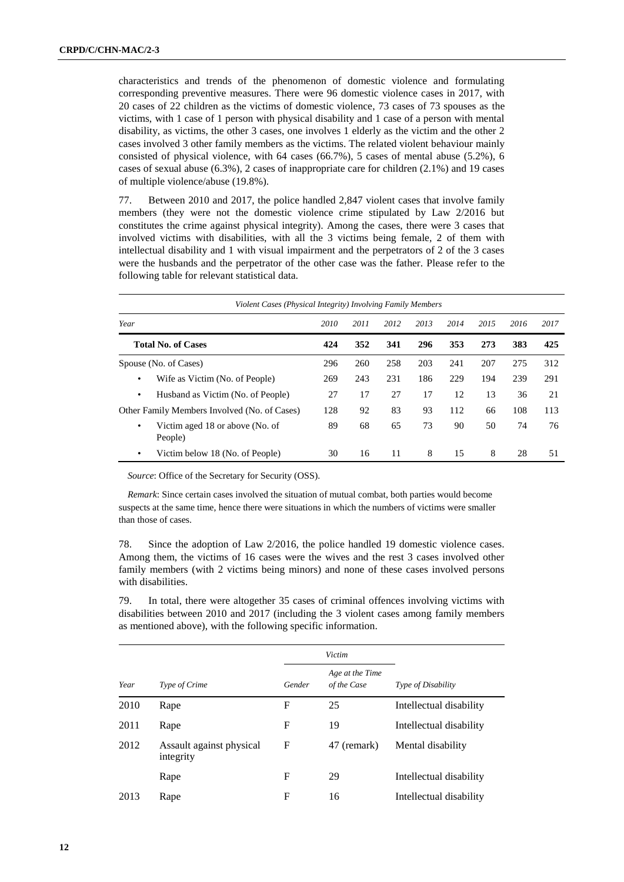characteristics and trends of the phenomenon of domestic violence and formulating corresponding preventive measures. There were 96 domestic violence cases in 2017, with 20 cases of 22 children as the victims of domestic violence, 73 cases of 73 spouses as the victims, with 1 case of 1 person with physical disability and 1 case of a person with mental disability, as victims, the other 3 cases, one involves 1 elderly as the victim and the other 2 cases involved 3 other family members as the victims. The related violent behaviour mainly consisted of physical violence, with 64 cases (66.7%), 5 cases of mental abuse (5.2%), 6 cases of sexual abuse (6.3%), 2 cases of inappropriate care for children (2.1%) and 19 cases of multiple violence/abuse (19.8%).

77. Between 2010 and 2017, the police handled 2,847 violent cases that involve family members (they were not the domestic violence crime stipulated by Law 2/2016 but constitutes the crime against physical integrity). Among the cases, there were 3 cases that involved victims with disabilities, with all the 3 victims being female, 2 of them with intellectual disability and 1 with visual impairment and the perpetrators of 2 of the 3 cases were the husbands and the perpetrator of the other case was the father. Please refer to the following table for relevant statistical data.

*Violent Cases (Physical Integrity) Involving Family Members*

| *Year* | *2010* | *2011* | *2012* | *2013* | *2014* | *2015* | *2016* | *2017* |
|---|---|---|---|---|---|---|---|---|
| **Total No. of Cases** | **424** | **352** | **341** | **296** | **353** | **273** | **383** | **425** |
| Spouse (No. of Cases) | 296 | 260 | 258 | 203 | 241 | 207 | 275 | 312 |
| • Wife as Victim (No. of People) | 269 | 243 | 231 | 186 | 229 | 194 | 239 | 291 |
| • Husband as Victim (No. of People) | 27 | 17 | 27 | 17 | 12 | 13 | 36 | 21 |
| Other Family Members Involved (No. of Cases) | 128 | 92 | 83 | 93 | 112 | 66 | 108 | 113 |
| • Victim aged 18 or above (No. of People) | 89 | 68 | 65 | 73 | 90 | 50 | 74 | 76 |
| • Victim below 18 (No. of People) | 30 | 16 | 11 | 8 | 15 | 8 | 28 | 51 |

*Source*: Office of the Secretary for Security (OSS).

*Remark*: Since certain cases involved the situation of mutual combat, both parties would become suspects at the same time, hence there were situations in which the numbers of victims were smaller than those of cases.

78. Since the adoption of Law 2/2016, the police handled 19 domestic violence cases. Among them, the victims of 16 cases were the wives and the rest 3 cases involved other family members (with 2 victims being minors) and none of these cases involved persons with disabilities.

79. In total, there were altogether 35 cases of criminal offences involving victims with disabilities between 2010 and 2017 (including the 3 violent cases among family members as mentioned above), with the following specific information.

| | | *Victim* | | |
|---|---|---|---|---|
| *Year* | *Type of Crime* | *Gender* | *Age at the Time of the Case* | *Type of Disability* |
| 2010 | Rape | F | 25 | Intellectual disability |
| 2011 | Rape | F | 19 | Intellectual disability |
| 2012 | Assault against physical integrity | F | 47 (remark) | Mental disability |
| | Rape | F | 29 | Intellectual disability |
| 2013 | Rape | F | 16 | Intellectual disability |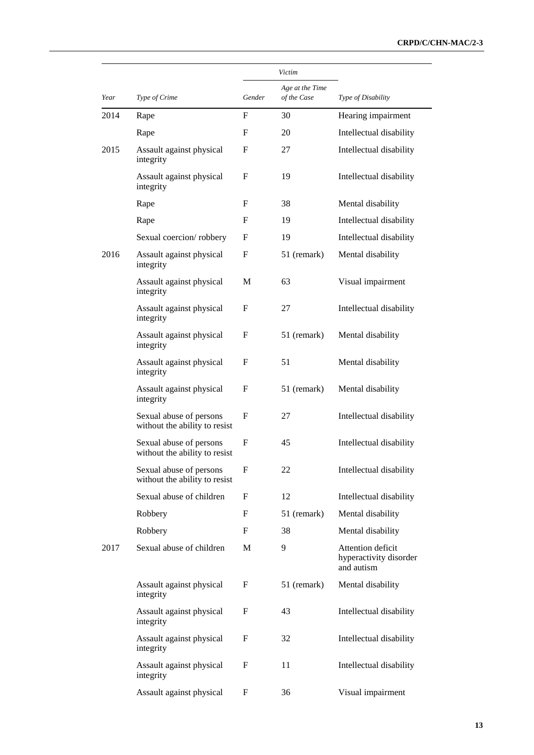| | | Victim | | |
|---|---|---|---|---|
| Year | Type of Crime | Gender | Age at the Time of the Case | Type of Disability |
| 2014 | Rape | F | 30 | Hearing impairment |
| | Rape | F | 20 | Intellectual disability |
| 2015 | Assault against physical integrity | F | 27 | Intellectual disability |
| | Assault against physical integrity | F | 19 | Intellectual disability |
| | Rape | F | 38 | Mental disability |
| | Rape | F | 19 | Intellectual disability |
| | Sexual coercion/ robbery | F | 19 | Intellectual disability |
| 2016 | Assault against physical integrity | F | 51 (remark) | Mental disability |
| | Assault against physical integrity | M | 63 | Visual impairment |
| | Assault against physical integrity | F | 27 | Intellectual disability |
| | Assault against physical integrity | F | 51 (remark) | Mental disability |
| | Assault against physical integrity | F | 51 | Mental disability |
| | Assault against physical integrity | F | 51 (remark) | Mental disability |
| | Sexual abuse of persons without the ability to resist | F | 27 | Intellectual disability |
| | Sexual abuse of persons without the ability to resist | F | 45 | Intellectual disability |
| | Sexual abuse of persons without the ability to resist | F | 22 | Intellectual disability |
| | Sexual abuse of children | F | 12 | Intellectual disability |
| | Robbery | F | 51 (remark) | Mental disability |
| | Robbery | F | 38 | Mental disability |
| 2017 | Sexual abuse of children | M | 9 | Attention deficit hyperactivity disorder and autism |
| | Assault against physical integrity | F | 51 (remark) | Mental disability |
| | Assault against physical integrity | F | 43 | Intellectual disability |
| | Assault against physical integrity | F | 32 | Intellectual disability |
| | Assault against physical integrity | F | 11 | Intellectual disability |
| | Assault against physical | F | 36 | Visual impairment |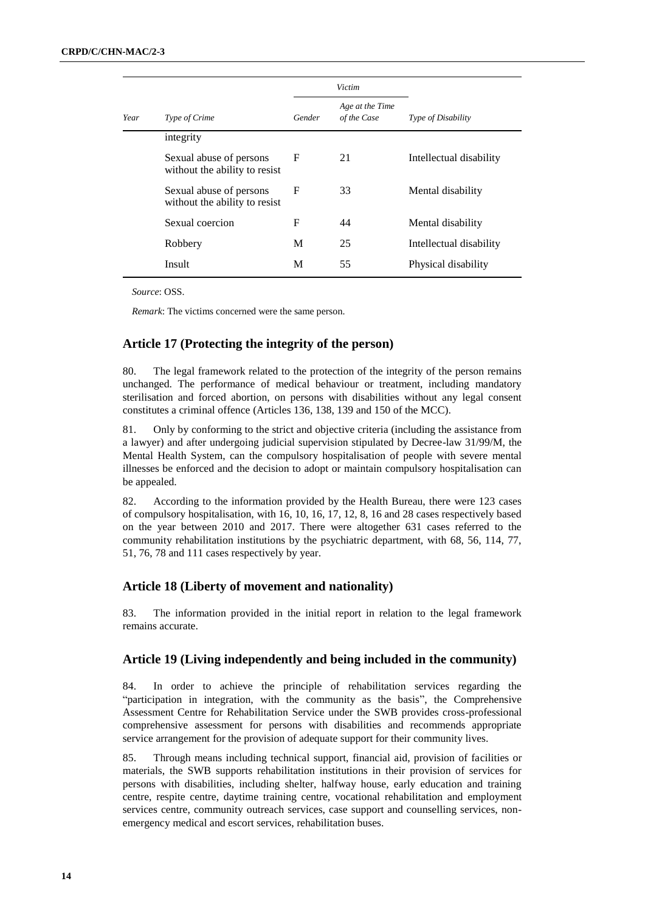| Year | Type of Crime | Victim | | Type of Disability |
|---|---|---|---|---|
| | | Gender | Age at the Time of the Case | |
| | integrity | | | |
| | Sexual abuse of persons without the ability to resist | F | 21 | Intellectual disability |
| | Sexual abuse of persons without the ability to resist | F | 33 | Mental disability |
| | Sexual coercion | F | 44 | Mental disability |
| | Robbery | M | 25 | Intellectual disability |
| | Insult | M | 55 | Physical disability |

*Source*: OSS.

*Remark*: The victims concerned were the same person.

## Article 17 (Protecting the integrity of the person)

80. The legal framework related to the protection of the integrity of the person remains unchanged. The performance of medical behaviour or treatment, including mandatory sterilisation and forced abortion, on persons with disabilities without any legal consent constitutes a criminal offence (Articles 136, 138, 139 and 150 of the MCC).

81. Only by conforming to the strict and objective criteria (including the assistance from a lawyer) and after undergoing judicial supervision stipulated by Decree-law 31/99/M, the Mental Health System, can the compulsory hospitalisation of people with severe mental illnesses be enforced and the decision to adopt or maintain compulsory hospitalisation can be appealed.

82. According to the information provided by the Health Bureau, there were 123 cases of compulsory hospitalisation, with 16, 10, 16, 17, 12, 8, 16 and 28 cases respectively based on the year between 2010 and 2017. There were altogether 631 cases referred to the community rehabilitation institutions by the psychiatric department, with 68, 56, 114, 77, 51, 76, 78 and 111 cases respectively by year.

## Article 18 (Liberty of movement and nationality)

83. The information provided in the initial report in relation to the legal framework remains accurate.

## Article 19 (Living independently and being included in the community)

84. In order to achieve the principle of rehabilitation services regarding the "participation in integration, with the community as the basis", the Comprehensive Assessment Centre for Rehabilitation Service under the SWB provides cross-professional comprehensive assessment for persons with disabilities and recommends appropriate service arrangement for the provision of adequate support for their community lives.

85. Through means including technical support, financial aid, provision of facilities or materials, the SWB supports rehabilitation institutions in their provision of services for persons with disabilities, including shelter, halfway house, early education and training centre, respite centre, daytime training centre, vocational rehabilitation and employment services centre, community outreach services, case support and counselling services, non-emergency medical and escort services, rehabilitation buses.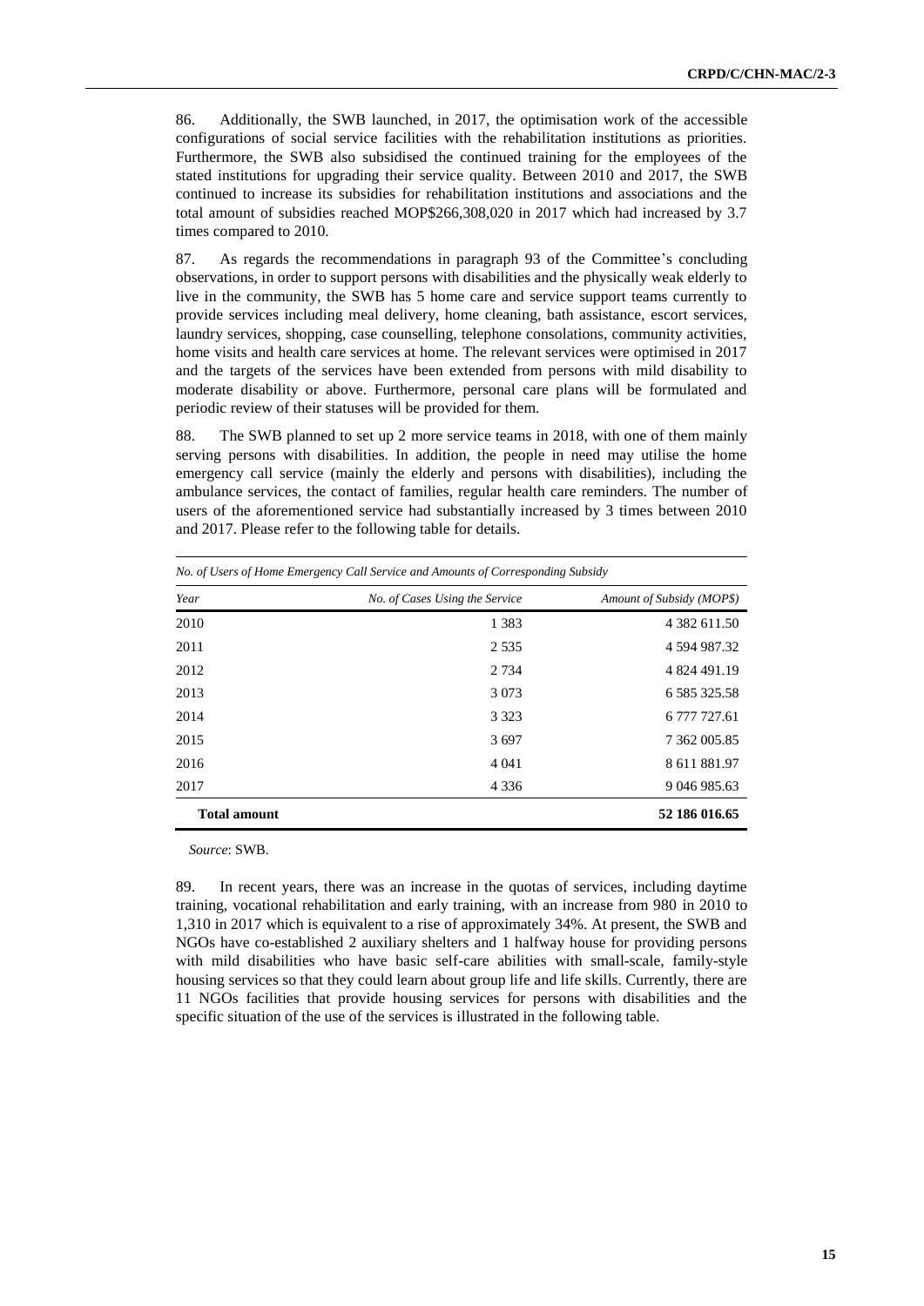86. Additionally, the SWB launched, in 2017, the optimisation work of the accessible configurations of social service facilities with the rehabilitation institutions as priorities. Furthermore, the SWB also subsidised the continued training for the employees of the stated institutions for upgrading their service quality. Between 2010 and 2017, the SWB continued to increase its subsidies for rehabilitation institutions and associations and the total amount of subsidies reached MOP$266,308,020 in 2017 which had increased by 3.7 times compared to 2010.

87. As regards the recommendations in paragraph 93 of the Committee's concluding observations, in order to support persons with disabilities and the physically weak elderly to live in the community, the SWB has 5 home care and service support teams currently to provide services including meal delivery, home cleaning, bath assistance, escort services, laundry services, shopping, case counselling, telephone consolations, community activities, home visits and health care services at home. The relevant services were optimised in 2017 and the targets of the services have been extended from persons with mild disability to moderate disability or above. Furthermore, personal care plans will be formulated and periodic review of their statuses will be provided for them.

88. The SWB planned to set up 2 more service teams in 2018, with one of them mainly serving persons with disabilities. In addition, the people in need may utilise the home emergency call service (mainly the elderly and persons with disabilities), including the ambulance services, the contact of families, regular health care reminders. The number of users of the aforementioned service had substantially increased by 3 times between 2010 and 2017. Please refer to the following table for details.

*No. of Users of Home Emergency Call Service and Amounts of Corresponding Subsidy*

| *Year* | *No. of Cases Using the Service* | *Amount of Subsidy (MOP$)* |
|---|---|---|
| 2010 | 1 383 | 4 382 611.50 |
| 2011 | 2 535 | 4 594 987.32 |
| 2012 | 2 734 | 4 824 491.19 |
| 2013 | 3 073 | 6 585 325.58 |
| 2014 | 3 323 | 6 777 727.61 |
| 2015 | 3 697 | 7 362 005.85 |
| 2016 | 4 041 | 8 611 881.97 |
| 2017 | 4 336 | 9 046 985.63 |
| **Total amount** | | **52 186 016.65** |

*Source*: SWB.

89. In recent years, there was an increase in the quotas of services, including daytime training, vocational rehabilitation and early training, with an increase from 980 in 2010 to 1,310 in 2017 which is equivalent to a rise of approximately 34%. At present, the SWB and NGOs have co-established 2 auxiliary shelters and 1 halfway house for providing persons with mild disabilities who have basic self-care abilities with small-scale, family-style housing services so that they could learn about group life and life skills. Currently, there are 11 NGOs facilities that provide housing services for persons with disabilities and the specific situation of the use of the services is illustrated in the following table.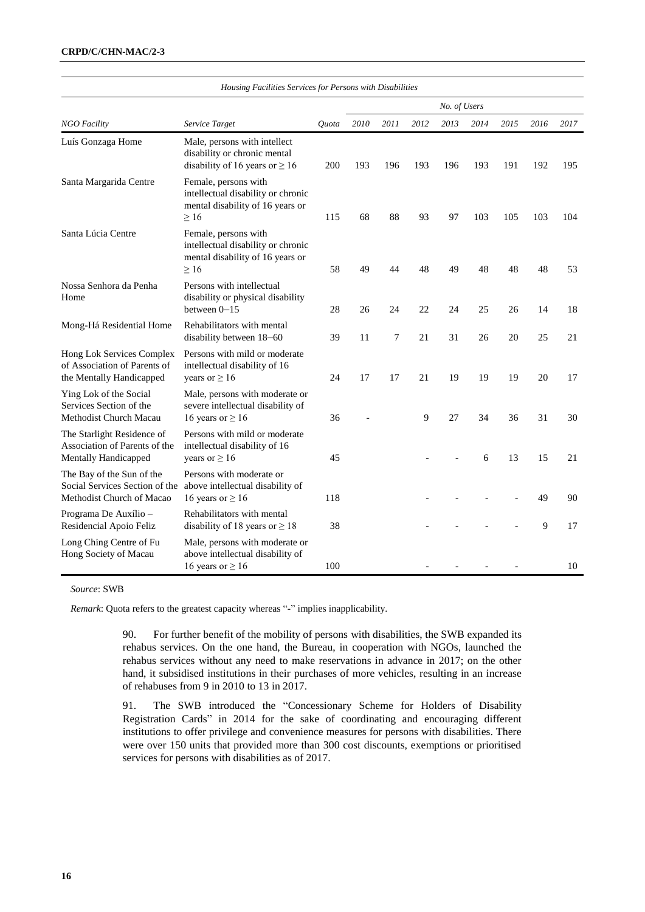*Housing Facilities Services for Persons with Disabilities*

| *NGO Facility* | *Service Target* | *Quota* | *No. of Users* | | | | | | | |
|---|---|---|---|---|---|---|---|---|---|---|
| | | | *2010* | *2011* | *2012* | *2013* | *2014* | *2015* | *2016* | *2017* |
| Luís Gonzaga Home | Male, persons with intellect disability or chronic mental disability of 16 years or ≥ 16 | 200 | 193 | 196 | 193 | 196 | 193 | 191 | 192 | 195 |
| Santa Margarida Centre | Female, persons with intellectual disability or chronic mental disability of 16 years or ≥ 16 | 115 | 68 | 88 | 93 | 97 | 103 | 105 | 103 | 104 |
| Santa Lúcia Centre | Female, persons with intellectual disability or chronic mental disability of 16 years or ≥ 16 | 58 | 49 | 44 | 48 | 49 | 48 | 48 | 48 | 53 |
| Nossa Senhora da Penha Home | Persons with intellectual disability or physical disability between 0–15 | 28 | 26 | 24 | 22 | 24 | 25 | 26 | 14 | 18 |
| Mong-Há Residential Home | Rehabilitators with mental disability between 18–60 | 39 | 11 | 7 | 21 | 31 | 26 | 20 | 25 | 21 |
| Hong Lok Services Complex of Association of Parents of the Mentally Handicapped | Persons with mild or moderate intellectual disability of 16 years or ≥ 16 | 24 | 17 | 17 | 21 | 19 | 19 | 19 | 20 | 17 |
| Ying Lok of the Social Services Section of the Methodist Church Macau | Male, persons with moderate or severe intellectual disability of 16 years or ≥ 16 | 36 | - | | 9 | 27 | 34 | 36 | 31 | 30 |
| The Starlight Residence of Association of Parents of the Mentally Handicapped | Persons with mild or moderate intellectual disability of 16 years or ≥ 16 | 45 | | | - | - | 6 | 13 | 15 | 21 |
| The Bay of the Sun of the Social Services Section of the Methodist Church of Macao | Persons with moderate or above intellectual disability of 16 years or ≥ 16 | 118 | | | - | - | - | - | 49 | 90 |
| Programa De Auxílio – Residencial Apoio Feliz | Rehabilitators with mental disability of 18 years or ≥ 18 | 38 | | | - | - | - | - | 9 | 17 |
| Long Ching Centre of Fu Hong Society of Macau | Male, persons with moderate or above intellectual disability of 16 years or ≥ 16 | 100 | | | - | - | - | - | | 10 |

*Source*: SWB

*Remark*: Quota refers to the greatest capacity whereas "-" implies inapplicability.

90. For further benefit of the mobility of persons with disabilities, the SWB expanded its rehabus services. On the one hand, the Bureau, in cooperation with NGOs, launched the rehabus services without any need to make reservations in advance in 2017; on the other hand, it subsidised institutions in their purchases of more vehicles, resulting in an increase of rehabuses from 9 in 2010 to 13 in 2017.

91. The SWB introduced the "Concessionary Scheme for Holders of Disability Registration Cards" in 2014 for the sake of coordinating and encouraging different institutions to offer privilege and convenience measures for persons with disabilities. There were over 150 units that provided more than 300 cost discounts, exemptions or prioritised services for persons with disabilities as of 2017.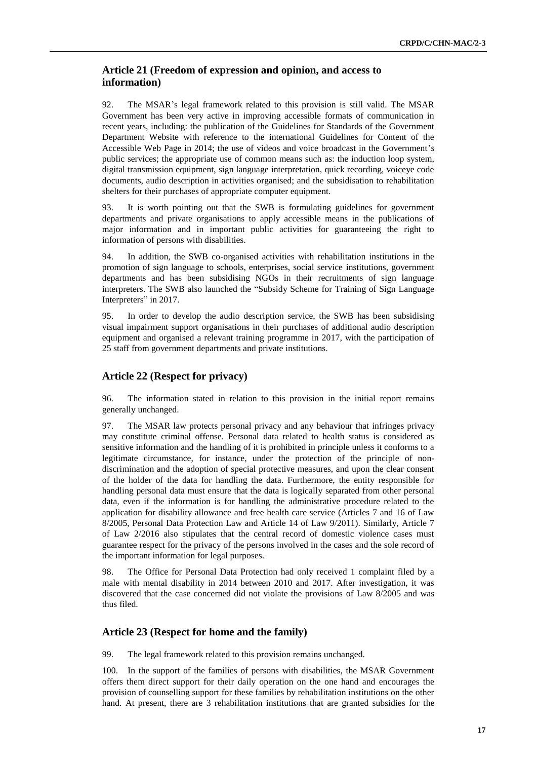## Article 21 (Freedom of expression and opinion, and access to information)

92. The MSAR's legal framework related to this provision is still valid. The MSAR Government has been very active in improving accessible formats of communication in recent years, including: the publication of the Guidelines for Standards of the Government Department Website with reference to the international Guidelines for Content of the Accessible Web Page in 2014; the use of videos and voice broadcast in the Government's public services; the appropriate use of common means such as: the induction loop system, digital transmission equipment, sign language interpretation, quick recording, voiceye code documents, audio description in activities organised; and the subsidisation to rehabilitation shelters for their purchases of appropriate computer equipment.

93. It is worth pointing out that the SWB is formulating guidelines for government departments and private organisations to apply accessible means in the publications of major information and in important public activities for guaranteeing the right to information of persons with disabilities.

94. In addition, the SWB co-organised activities with rehabilitation institutions in the promotion of sign language to schools, enterprises, social service institutions, government departments and has been subsidising NGOs in their recruitments of sign language interpreters. The SWB also launched the "Subsidy Scheme for Training of Sign Language Interpreters" in 2017.

95. In order to develop the audio description service, the SWB has been subsidising visual impairment support organisations in their purchases of additional audio description equipment and organised a relevant training programme in 2017, with the participation of 25 staff from government departments and private institutions.

## Article 22 (Respect for privacy)

96. The information stated in relation to this provision in the initial report remains generally unchanged.

97. The MSAR law protects personal privacy and any behaviour that infringes privacy may constitute criminal offense. Personal data related to health status is considered as sensitive information and the handling of it is prohibited in principle unless it conforms to a legitimate circumstance, for instance, under the protection of the principle of non-discrimination and the adoption of special protective measures, and upon the clear consent of the holder of the data for handling the data. Furthermore, the entity responsible for handling personal data must ensure that the data is logically separated from other personal data, even if the information is for handling the administrative procedure related to the application for disability allowance and free health care service (Articles 7 and 16 of Law 8/2005, Personal Data Protection Law and Article 14 of Law 9/2011). Similarly, Article 7 of Law 2/2016 also stipulates that the central record of domestic violence cases must guarantee respect for the privacy of the persons involved in the cases and the sole record of the important information for legal purposes.

98. The Office for Personal Data Protection had only received 1 complaint filed by a male with mental disability in 2014 between 2010 and 2017. After investigation, it was discovered that the case concerned did not violate the provisions of Law 8/2005 and was thus filed.

## Article 23 (Respect for home and the family)

99. The legal framework related to this provision remains unchanged.

100. In the support of the families of persons with disabilities, the MSAR Government offers them direct support for their daily operation on the one hand and encourages the provision of counselling support for these families by rehabilitation institutions on the other hand. At present, there are 3 rehabilitation institutions that are granted subsidies for the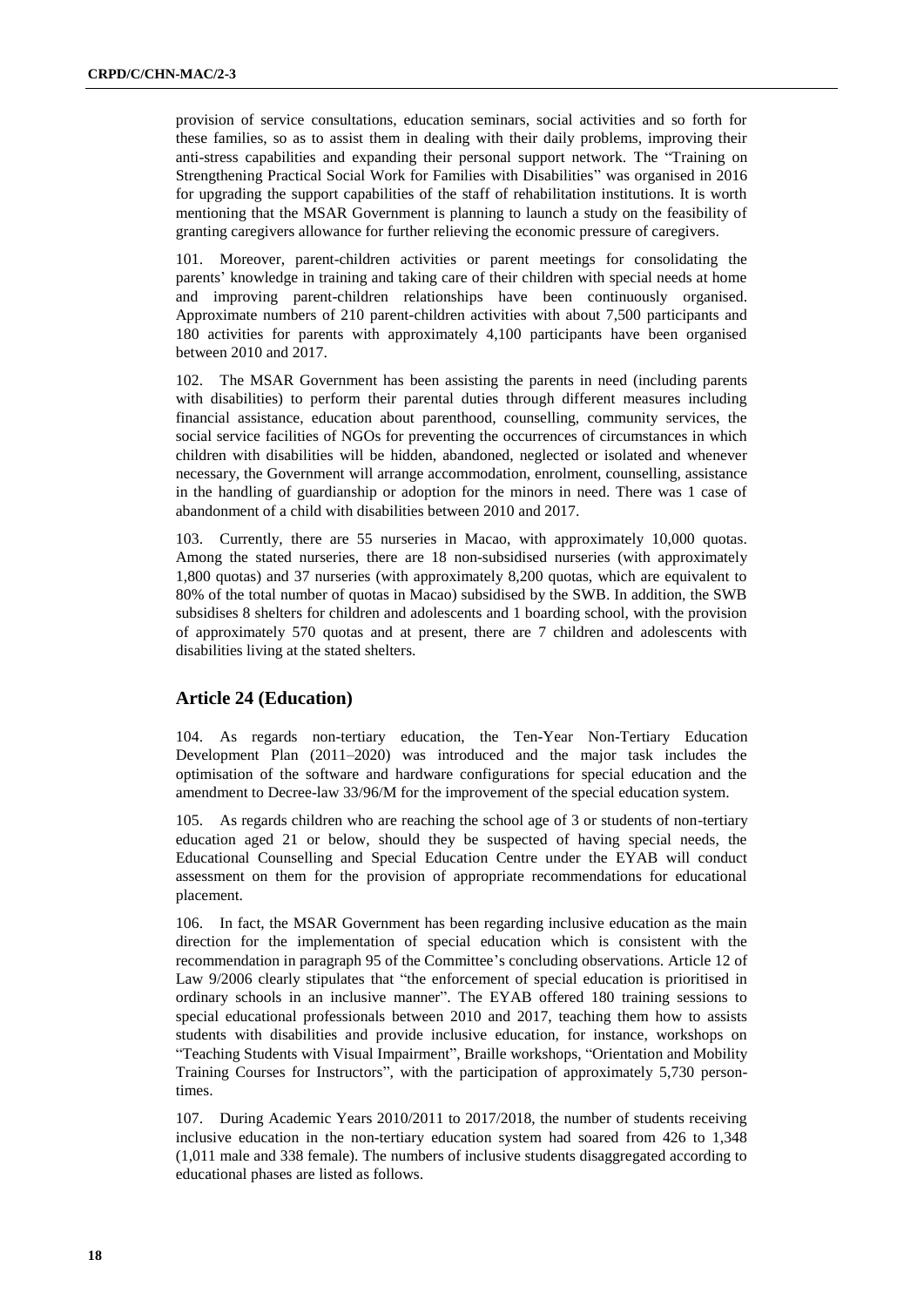provision of service consultations, education seminars, social activities and so forth for these families, so as to assist them in dealing with their daily problems, improving their anti-stress capabilities and expanding their personal support network. The "Training on Strengthening Practical Social Work for Families with Disabilities" was organised in 2016 for upgrading the support capabilities of the staff of rehabilitation institutions. It is worth mentioning that the MSAR Government is planning to launch a study on the feasibility of granting caregivers allowance for further relieving the economic pressure of caregivers.

101. Moreover, parent-children activities or parent meetings for consolidating the parents' knowledge in training and taking care of their children with special needs at home and improving parent-children relationships have been continuously organised. Approximate numbers of 210 parent-children activities with about 7,500 participants and 180 activities for parents with approximately 4,100 participants have been organised between 2010 and 2017.

102. The MSAR Government has been assisting the parents in need (including parents with disabilities) to perform their parental duties through different measures including financial assistance, education about parenthood, counselling, community services, the social service facilities of NGOs for preventing the occurrences of circumstances in which children with disabilities will be hidden, abandoned, neglected or isolated and whenever necessary, the Government will arrange accommodation, enrolment, counselling, assistance in the handling of guardianship or adoption for the minors in need. There was 1 case of abandonment of a child with disabilities between 2010 and 2017.

103. Currently, there are 55 nurseries in Macao, with approximately 10,000 quotas. Among the stated nurseries, there are 18 non-subsidised nurseries (with approximately 1,800 quotas) and 37 nurseries (with approximately 8,200 quotas, which are equivalent to 80% of the total number of quotas in Macao) subsidised by the SWB. In addition, the SWB subsidises 8 shelters for children and adolescents and 1 boarding school, with the provision of approximately 570 quotas and at present, there are 7 children and adolescents with disabilities living at the stated shelters.

## Article 24 (Education)

104. As regards non-tertiary education, the Ten-Year Non-Tertiary Education Development Plan (2011–2020) was introduced and the major task includes the optimisation of the software and hardware configurations for special education and the amendment to Decree-law 33/96/M for the improvement of the special education system.

105. As regards children who are reaching the school age of 3 or students of non-tertiary education aged 21 or below, should they be suspected of having special needs, the Educational Counselling and Special Education Centre under the EYAB will conduct assessment on them for the provision of appropriate recommendations for educational placement.

106. In fact, the MSAR Government has been regarding inclusive education as the main direction for the implementation of special education which is consistent with the recommendation in paragraph 95 of the Committee's concluding observations. Article 12 of Law 9/2006 clearly stipulates that "the enforcement of special education is prioritised in ordinary schools in an inclusive manner". The EYAB offered 180 training sessions to special educational professionals between 2010 and 2017, teaching them how to assists students with disabilities and provide inclusive education, for instance, workshops on "Teaching Students with Visual Impairment", Braille workshops, "Orientation and Mobility Training Courses for Instructors", with the participation of approximately 5,730 person-times.

107. During Academic Years 2010/2011 to 2017/2018, the number of students receiving inclusive education in the non-tertiary education system had soared from 426 to 1,348 (1,011 male and 338 female). The numbers of inclusive students disaggregated according to educational phases are listed as follows.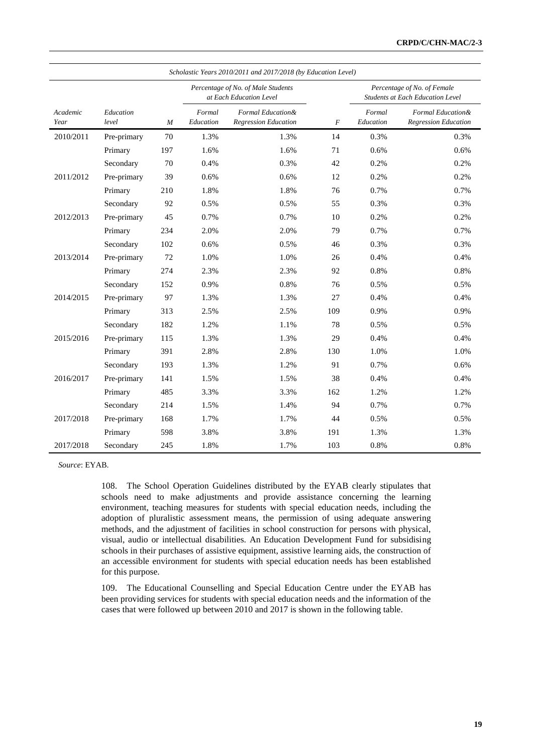| *Scholastic Years 2010/2011 and 2017/2018 (by Education Level)* | | | | | | | |
|---|---|---|---|---|---|---|---|
| | | | *Percentage of No. of Male Students at Each Education Level* | | | *Percentage of No. of Female Students at Each Education Level* | |
| *Academic Year* | *Education level* | *M* | *Formal Education* | *Formal Education& Regression Education* | *F* | *Formal Education* | *Formal Education& Regression Education* |
| 2010/2011 | Pre-primary | 70 | 1.3% | 1.3% | 14 | 0.3% | 0.3% |
| | Primary | 197 | 1.6% | 1.6% | 71 | 0.6% | 0.6% |
| | Secondary | 70 | 0.4% | 0.3% | 42 | 0.2% | 0.2% |
| 2011/2012 | Pre-primary | 39 | 0.6% | 0.6% | 12 | 0.2% | 0.2% |
| | Primary | 210 | 1.8% | 1.8% | 76 | 0.7% | 0.7% |
| | Secondary | 92 | 0.5% | 0.5% | 55 | 0.3% | 0.3% |
| 2012/2013 | Pre-primary | 45 | 0.7% | 0.7% | 10 | 0.2% | 0.2% |
| | Primary | 234 | 2.0% | 2.0% | 79 | 0.7% | 0.7% |
| | Secondary | 102 | 0.6% | 0.5% | 46 | 0.3% | 0.3% |
| 2013/2014 | Pre-primary | 72 | 1.0% | 1.0% | 26 | 0.4% | 0.4% |
| | Primary | 274 | 2.3% | 2.3% | 92 | 0.8% | 0.8% |
| | Secondary | 152 | 0.9% | 0.8% | 76 | 0.5% | 0.5% |
| 2014/2015 | Pre-primary | 97 | 1.3% | 1.3% | 27 | 0.4% | 0.4% |
| | Primary | 313 | 2.5% | 2.5% | 109 | 0.9% | 0.9% |
| | Secondary | 182 | 1.2% | 1.1% | 78 | 0.5% | 0.5% |
| 2015/2016 | Pre-primary | 115 | 1.3% | 1.3% | 29 | 0.4% | 0.4% |
| | Primary | 391 | 2.8% | 2.8% | 130 | 1.0% | 1.0% |
| | Secondary | 193 | 1.3% | 1.2% | 91 | 0.7% | 0.6% |
| 2016/2017 | Pre-primary | 141 | 1.5% | 1.5% | 38 | 0.4% | 0.4% |
| | Primary | 485 | 3.3% | 3.3% | 162 | 1.2% | 1.2% |
| | Secondary | 214 | 1.5% | 1.4% | 94 | 0.7% | 0.7% |
| 2017/2018 | Pre-primary | 168 | 1.7% | 1.7% | 44 | 0.5% | 0.5% |
| | Primary | 598 | 3.8% | 3.8% | 191 | 1.3% | 1.3% |
| 2017/2018 | Secondary | 245 | 1.8% | 1.7% | 103 | 0.8% | 0.8% |

*Source*: EYAB.

108. The School Operation Guidelines distributed by the EYAB clearly stipulates that schools need to make adjustments and provide assistance concerning the learning environment, teaching measures for students with special education needs, including the adoption of pluralistic assessment means, the permission of using adequate answering methods, and the adjustment of facilities in school construction for persons with physical, visual, audio or intellectual disabilities. An Education Development Fund for subsidising schools in their purchases of assistive equipment, assistive learning aids, the construction of an accessible environment for students with special education needs has been established for this purpose.

109. The Educational Counselling and Special Education Centre under the EYAB has been providing services for students with special education needs and the information of the cases that were followed up between 2010 and 2017 is shown in the following table.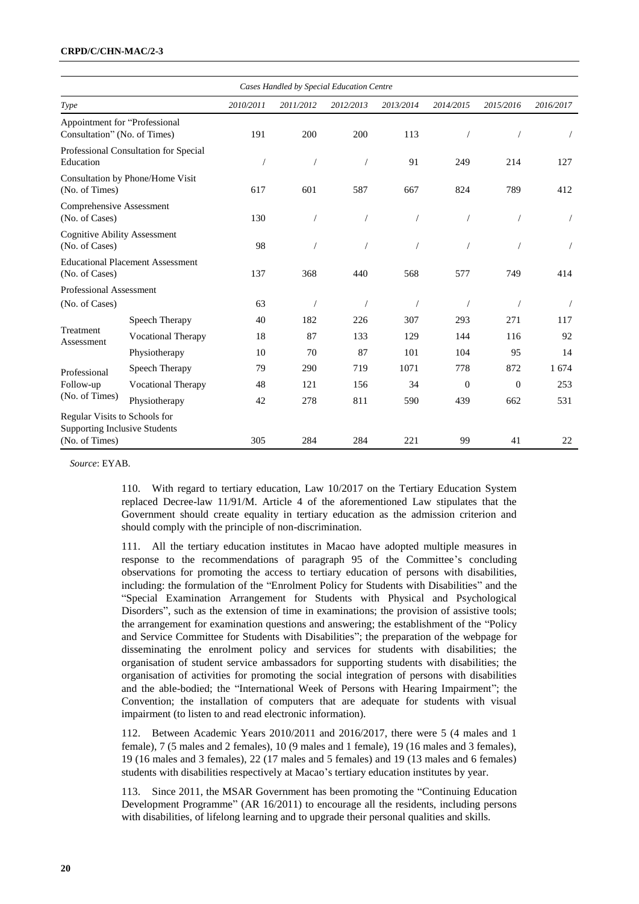| *Cases Handled by Special Education Centre* | | | | | | | | |
|---|---|---|---|---|---|---|---|---|
| *Type* | | *2010/2011* | *2011/2012* | *2012/2013* | *2013/2014* | *2014/2015* | *2015/2016* | *2016/2017* |
| Appointment for "Professional Consultation" (No. of Times) | | 191 | 200 | 200 | 113 | / | / | / |
| Professional Consultation for Special Education | | / | / | / | 91 | 249 | 214 | 127 |
| Consultation by Phone/Home Visit (No. of Times) | | 617 | 601 | 587 | 667 | 824 | 789 | 412 |
| Comprehensive Assessment (No. of Cases) | | 130 | / | / | / | / | / | / |
| Cognitive Ability Assessment (No. of Cases) | | 98 | / | / | / | / | / | / |
| Educational Placement Assessment (No. of Cases) | | 137 | 368 | 440 | 568 | 577 | 749 | 414 |
| Professional Assessment (No. of Cases) | | 63 | / | / | / | / | / | / |
| Treatment Assessment | Speech Therapy | 40 | 182 | 226 | 307 | 293 | 271 | 117 |
| | Vocational Therapy | 18 | 87 | 133 | 129 | 144 | 116 | 92 |
| | Physiotherapy | 10 | 70 | 87 | 101 | 104 | 95 | 14 |
| Professional Follow-up (No. of Times) | Speech Therapy | 79 | 290 | 719 | 1071 | 778 | 872 | 1 674 |
| | Vocational Therapy | 48 | 121 | 156 | 34 | 0 | 0 | 253 |
| | Physiotherapy | 42 | 278 | 811 | 590 | 439 | 662 | 531 |
| Regular Visits to Schools for Supporting Inclusive Students (No. of Times) | | 305 | 284 | 284 | 221 | 99 | 41 | 22 |

*Source*: EYAB.

110. With regard to tertiary education, Law 10/2017 on the Tertiary Education System replaced Decree-law 11/91/M. Article 4 of the aforementioned Law stipulates that the Government should create equality in tertiary education as the admission criterion and should comply with the principle of non-discrimination.

111. All the tertiary education institutes in Macao have adopted multiple measures in response to the recommendations of paragraph 95 of the Committee's concluding observations for promoting the access to tertiary education of persons with disabilities, including: the formulation of the "Enrolment Policy for Students with Disabilities" and the "Special Examination Arrangement for Students with Physical and Psychological Disorders", such as the extension of time in examinations; the provision of assistive tools; the arrangement for examination questions and answering; the establishment of the "Policy and Service Committee for Students with Disabilities"; the preparation of the webpage for disseminating the enrolment policy and services for students with disabilities; the organisation of student service ambassadors for supporting students with disabilities; the organisation of activities for promoting the social integration of persons with disabilities and the able-bodied; the "International Week of Persons with Hearing Impairment"; the Convention; the installation of computers that are adequate for students with visual impairment (to listen to and read electronic information).

112. Between Academic Years 2010/2011 and 2016/2017, there were 5 (4 males and 1 female), 7 (5 males and 2 females), 10 (9 males and 1 female), 19 (16 males and 3 females), 19 (16 males and 3 females), 22 (17 males and 5 females) and 19 (13 males and 6 females) students with disabilities respectively at Macao's tertiary education institutes by year.

113. Since 2011, the MSAR Government has been promoting the "Continuing Education Development Programme" (AR 16/2011) to encourage all the residents, including persons with disabilities, of lifelong learning and to upgrade their personal qualities and skills.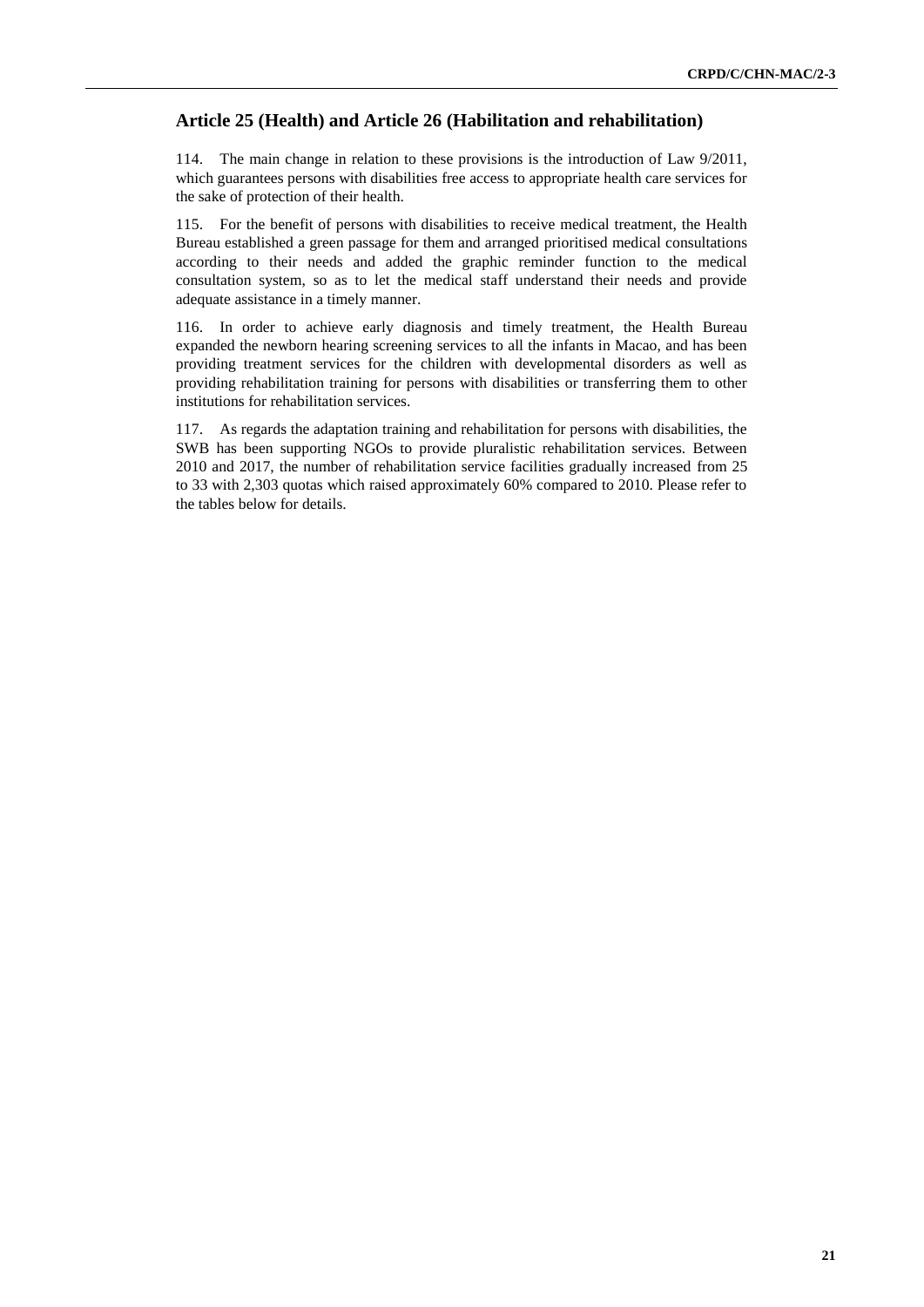## Article 25 (Health) and Article 26 (Habilitation and rehabilitation)

114. The main change in relation to these provisions is the introduction of Law 9/2011, which guarantees persons with disabilities free access to appropriate health care services for the sake of protection of their health.

115. For the benefit of persons with disabilities to receive medical treatment, the Health Bureau established a green passage for them and arranged prioritised medical consultations according to their needs and added the graphic reminder function to the medical consultation system, so as to let the medical staff understand their needs and provide adequate assistance in a timely manner.

116. In order to achieve early diagnosis and timely treatment, the Health Bureau expanded the newborn hearing screening services to all the infants in Macao, and has been providing treatment services for the children with developmental disorders as well as providing rehabilitation training for persons with disabilities or transferring them to other institutions for rehabilitation services.

117. As regards the adaptation training and rehabilitation for persons with disabilities, the SWB has been supporting NGOs to provide pluralistic rehabilitation services. Between 2010 and 2017, the number of rehabilitation service facilities gradually increased from 25 to 33 with 2,303 quotas which raised approximately 60% compared to 2010. Please refer to the tables below for details.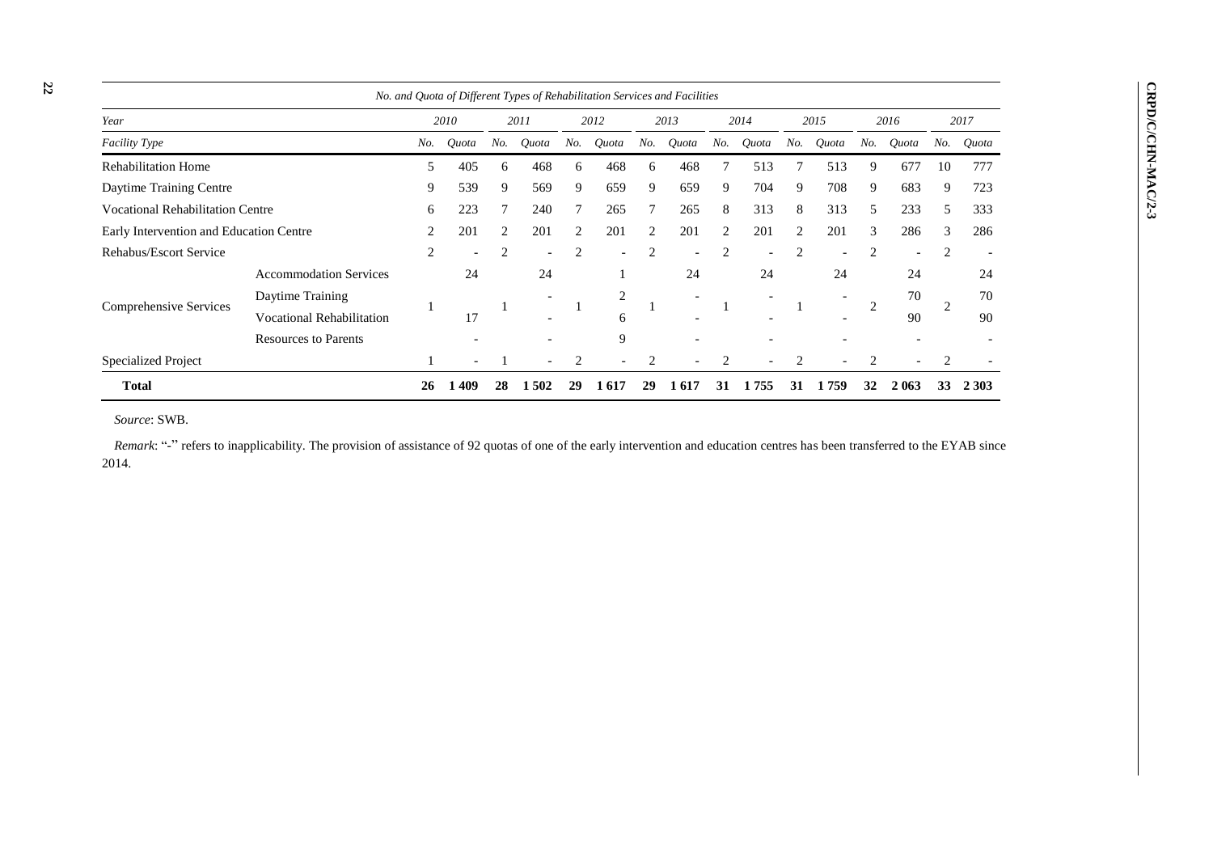*No. and Quota of Different Types of Rehabilitation Services and Facilities*

| *Year* | | *2010* | | *2011* | | *2012* | | *2013* | | *2014* | | *2015* | | *2016* | | *2017* | |
|---|---|---|---|---|---|---|---|---|---|---|---|---|---|---|---|---|---|
| *Facility Type* | | *No.* | *Quota* | *No.* | *Quota* | *No.* | *Quota* | *No.* | *Quota* | *No.* | *Quota* | *No.* | *Quota* | *No.* | *Quota* | *No.* | *Quota* |
| Rehabilitation Home | | 5 | 405 | 6 | 468 | 6 | 468 | 6 | 468 | 7 | 513 | 7 | 513 | 9 | 677 | 10 | 777 |
| Daytime Training Centre | | 9 | 539 | 9 | 569 | 9 | 659 | 9 | 659 | 9 | 704 | 9 | 708 | 9 | 683 | 9 | 723 |
| Vocational Rehabilitation Centre | | 6 | 223 | 7 | 240 | 7 | 265 | 7 | 265 | 8 | 313 | 8 | 313 | 5 | 233 | 5 | 333 |
| Early Intervention and Education Centre | | 2 | 201 | 2 | 201 | 2 | 201 | 2 | 201 | 2 | 201 | 2 | 201 | 3 | 286 | 3 | 286 |
| Rehabus/Escort Service | | 2 | - | 2 | - | 2 | - | 2 | - | 2 | - | 2 | - | 2 | - | 2 | - |
| Comprehensive Services | Accommodation Services | 1 | 24 | 1 | 24 | 1 | 1 | 1 | 24 | 1 | 24 | 1 | 24 | 2 | 24 | 2 | 24 |
| | Daytime Training | | 17 | | - | | 2 | | - | | - | | - | | 70 | | 70 |
| | Vocational Rehabilitation | | | | - | | 6 | | - | | - | | - | | 90 | | 90 |
| | Resources to Parents | | - | | - | | 9 | | - | | - | | - | | - | | - |
| Specialized Project | | 1 | - | 1 | - | 2 | - | 2 | - | 2 | - | 2 | - | 2 | - | 2 | - |
| **Total** | | **26** | **1 409** | **28** | **1 502** | **29** | **1 617** | **29** | **1 617** | **31** | **1 755** | **31** | **1 759** | **32** | **2 063** | **33** | **2 303** |

*Source*: SWB.

*Remark*: "-" refers to inapplicability. The provision of assistance of 92 quotas of one of the early intervention and education centres has been transferred to the EYAB since 2014.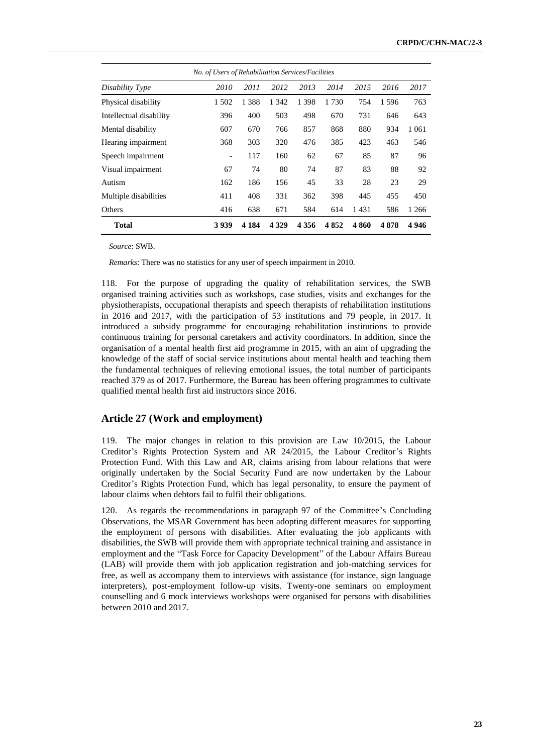| Disability Type | No. of Users of Rehabilitation Services/Facilities | | | | | | | |
|---|---|---|---|---|---|---|---|---|
| | *2010* | *2011* | *2012* | *2013* | *2014* | *2015* | *2016* | *2017* |
| Physical disability | 1 502 | 1 388 | 1 342 | 1 398 | 1 730 | 754 | 1 596 | 763 |
| Intellectual disability | 396 | 400 | 503 | 498 | 670 | 731 | 646 | 643 |
| Mental disability | 607 | 670 | 766 | 857 | 868 | 880 | 934 | 1 061 |
| Hearing impairment | 368 | 303 | 320 | 476 | 385 | 423 | 463 | 546 |
| Speech impairment | - | 117 | 160 | 62 | 67 | 85 | 87 | 96 |
| Visual impairment | 67 | 74 | 80 | 74 | 87 | 83 | 88 | 92 |
| Autism | 162 | 186 | 156 | 45 | 33 | 28 | 23 | 29 |
| Multiple disabilities | 411 | 408 | 331 | 362 | 398 | 445 | 455 | 450 |
| Others | 416 | 638 | 671 | 584 | 614 | 1 431 | 586 | 1 266 |
| **Total** | **3 939** | **4 184** | **4 329** | **4 356** | **4 852** | **4 860** | **4 878** | **4 946** |

*Source*: SWB.

*Remarks*: There was no statistics for any user of speech impairment in 2010.

118. For the purpose of upgrading the quality of rehabilitation services, the SWB organised training activities such as workshops, case studies, visits and exchanges for the physiotherapists, occupational therapists and speech therapists of rehabilitation institutions in 2016 and 2017, with the participation of 53 institutions and 79 people, in 2017. It introduced a subsidy programme for encouraging rehabilitation institutions to provide continuous training for personal caretakers and activity coordinators. In addition, since the organisation of a mental health first aid programme in 2015, with an aim of upgrading the knowledge of the staff of social service institutions about mental health and teaching them the fundamental techniques of relieving emotional issues, the total number of participants reached 379 as of 2017. Furthermore, the Bureau has been offering programmes to cultivate qualified mental health first aid instructors since 2016.

## Article 27 (Work and employment)

119. The major changes in relation to this provision are Law 10/2015, the Labour Creditor's Rights Protection System and AR 24/2015, the Labour Creditor's Rights Protection Fund. With this Law and AR, claims arising from labour relations that were originally undertaken by the Social Security Fund are now undertaken by the Labour Creditor's Rights Protection Fund, which has legal personality, to ensure the payment of labour claims when debtors fail to fulfil their obligations.

120. As regards the recommendations in paragraph 97 of the Committee's Concluding Observations, the MSAR Government has been adopting different measures for supporting the employment of persons with disabilities. After evaluating the job applicants with disabilities, the SWB will provide them with appropriate technical training and assistance in employment and the "Task Force for Capacity Development" of the Labour Affairs Bureau (LAB) will provide them with job application registration and job-matching services for free, as well as accompany them to interviews with assistance (for instance, sign language interpreters), post-employment follow-up visits. Twenty-one seminars on employment counselling and 6 mock interviews workshops were organised for persons with disabilities between 2010 and 2017.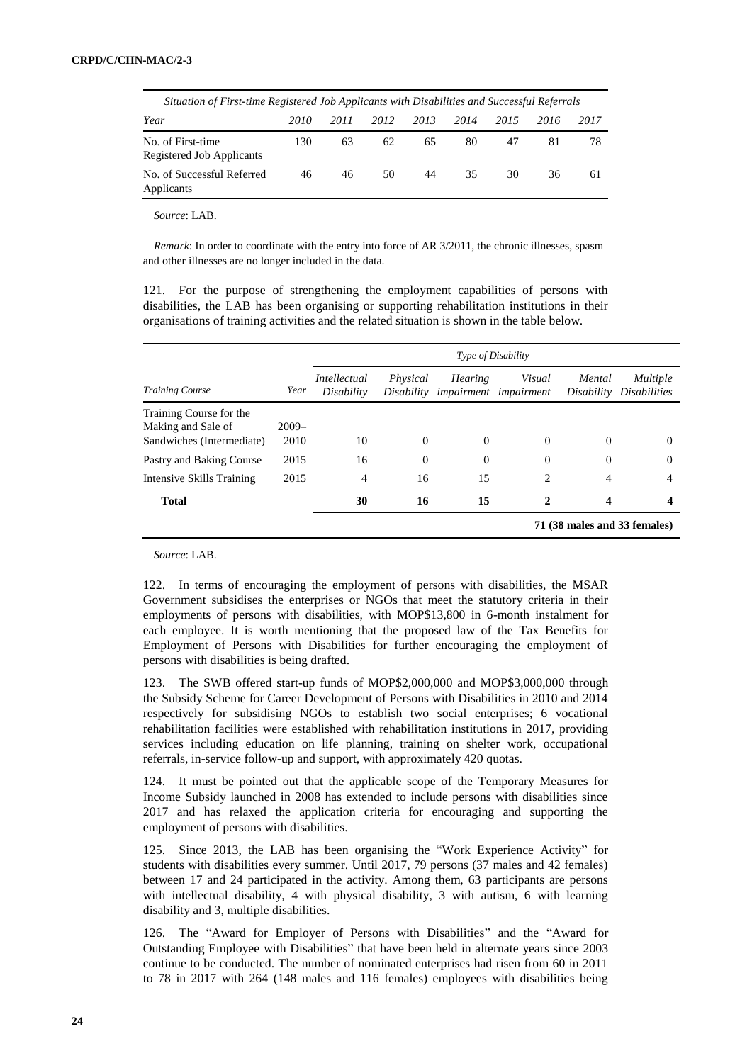*Situation of First-time Registered Job Applicants with Disabilities and Successful Referrals*

| Year | 2010 | 2011 | 2012 | 2013 | 2014 | 2015 | 2016 | 2017 |
|---|---|---|---|---|---|---|---|---|
| No. of First-time Registered Job Applicants | 130 | 63 | 62 | 65 | 80 | 47 | 81 | 78 |
| No. of Successful Referred Applicants | 46 | 46 | 50 | 44 | 35 | 30 | 36 | 61 |

*Source*: LAB.

*Remark*: In order to coordinate with the entry into force of AR 3/2011, the chronic illnesses, spasm and other illnesses are no longer included in the data.

121. For the purpose of strengthening the employment capabilities of persons with disabilities, the LAB has been organising or supporting rehabilitation institutions in their organisations of training activities and the related situation is shown in the table below.

| | | *Type of Disability* | | | | | |
|---|---|---|---|---|---|---|---|
| *Training Course* | *Year* | *Intellectual Disability* | *Physical Disability* | *Hearing impairment* | *Visual impairment* | *Mental Disability* | *Multiple Disabilities* |
| Training Course for the Making and Sale of Sandwiches (Intermediate) | 2009–2010 | 10 | 0 | 0 | 0 | 0 | 0 |
| Pastry and Baking Course | 2015 | 16 | 0 | 0 | 0 | 0 | 0 |
| Intensive Skills Training | 2015 | 4 | 16 | 15 | 2 | 4 | 4 |
| **Total** | | **30** | **16** | **15** | **2** | **4** | **4** |
| | | | | | | **71 (38 males and 33 females)** | |

*Source*: LAB.

122. In terms of encouraging the employment of persons with disabilities, the MSAR Government subsidises the enterprises or NGOs that meet the statutory criteria in their employments of persons with disabilities, with MOP$13,800 in 6-month instalment for each employee. It is worth mentioning that the proposed law of the Tax Benefits for Employment of Persons with Disabilities for further encouraging the employment of persons with disabilities is being drafted.

123. The SWB offered start-up funds of MOP$2,000,000 and MOP$3,000,000 through the Subsidy Scheme for Career Development of Persons with Disabilities in 2010 and 2014 respectively for subsidising NGOs to establish two social enterprises; 6 vocational rehabilitation facilities were established with rehabilitation institutions in 2017, providing services including education on life planning, training on shelter work, occupational referrals, in-service follow-up and support, with approximately 420 quotas.

124. It must be pointed out that the applicable scope of the Temporary Measures for Income Subsidy launched in 2008 has extended to include persons with disabilities since 2017 and has relaxed the application criteria for encouraging and supporting the employment of persons with disabilities.

125. Since 2013, the LAB has been organising the "Work Experience Activity" for students with disabilities every summer. Until 2017, 79 persons (37 males and 42 females) between 17 and 24 participated in the activity. Among them, 63 participants are persons with intellectual disability, 4 with physical disability, 3 with autism, 6 with learning disability and 3, multiple disabilities.

126. The "Award for Employer of Persons with Disabilities" and the "Award for Outstanding Employee with Disabilities" that have been held in alternate years since 2003 continue to be conducted. The number of nominated enterprises had risen from 60 in 2011 to 78 in 2017 with 264 (148 males and 116 females) employees with disabilities being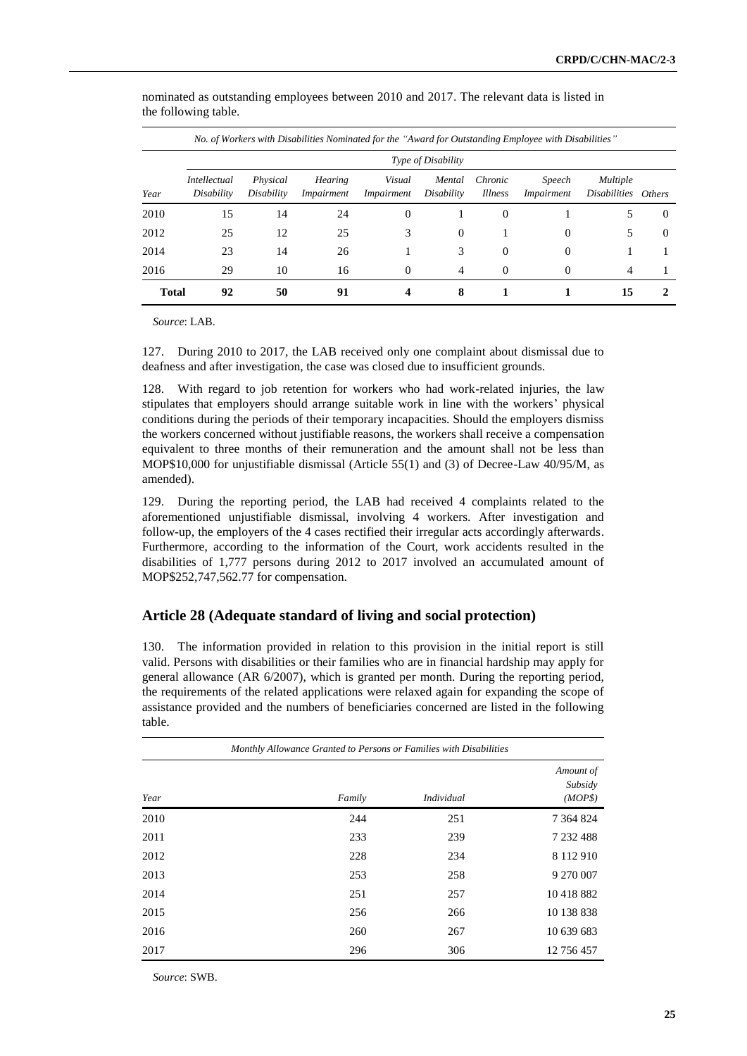nominated as outstanding employees between 2010 and 2017. The relevant data is listed in the following table.

*No. of Workers with Disabilities Nominated for the "Award for Outstanding Employee with Disabilities"*

| | *Type of Disability* | | | | | | | | |
|---|---|---|---|---|---|---|---|---|---|
| *Year* | *Intellectual Disability* | *Physical Disability* | *Hearing Impairment* | *Visual Impairment* | *Mental Disability* | *Chronic Illness* | *Speech Impairment* | *Multiple Disabilities* | *Others* |
| 2010 | 15 | 14 | 24 | 0 | 1 | 0 | 1 | 5 | 0 |
| 2012 | 25 | 12 | 25 | 3 | 0 | 1 | 0 | 5 | 0 |
| 2014 | 23 | 14 | 26 | 1 | 3 | 0 | 0 | 1 | 1 |
| 2016 | 29 | 10 | 16 | 0 | 4 | 0 | 0 | 4 | 1 |
| **Total** | **92** | **50** | **91** | **4** | **8** | **1** | **1** | **15** | **2** |

*Source*: LAB.

127. During 2010 to 2017, the LAB received only one complaint about dismissal due to deafness and after investigation, the case was closed due to insufficient grounds.

128. With regard to job retention for workers who had work-related injuries, the law stipulates that employers should arrange suitable work in line with the workers' physical conditions during the periods of their temporary incapacities. Should the employers dismiss the workers concerned without justifiable reasons, the workers shall receive a compensation equivalent to three months of their remuneration and the amount shall not be less than MOP$10,000 for unjustifiable dismissal (Article 55(1) and (3) of Decree-Law 40/95/M, as amended).

129. During the reporting period, the LAB had received 4 complaints related to the aforementioned unjustifiable dismissal, involving 4 workers. After investigation and follow-up, the employers of the 4 cases rectified their irregular acts accordingly afterwards. Furthermore, according to the information of the Court, work accidents resulted in the disabilities of 1,777 persons during 2012 to 2017 involved an accumulated amount of MOP$252,747,562.77 for compensation.

## Article 28 (Adequate standard of living and social protection)

130. The information provided in relation to this provision in the initial report is still valid. Persons with disabilities or their families who are in financial hardship may apply for general allowance (AR 6/2007), which is granted per month. During the reporting period, the requirements of the related applications were relaxed again for expanding the scope of assistance provided and the numbers of beneficiaries concerned are listed in the following table.

*Monthly Allowance Granted to Persons or Families with Disabilities*

| *Year* | *Family* | *Individual* | *Amount of Subsidy (MOP$)* |
|---|---|---|---|
| 2010 | 244 | 251 | 7 364 824 |
| 2011 | 233 | 239 | 7 232 488 |
| 2012 | 228 | 234 | 8 112 910 |
| 2013 | 253 | 258 | 9 270 007 |
| 2014 | 251 | 257 | 10 418 882 |
| 2015 | 256 | 266 | 10 138 838 |
| 2016 | 260 | 267 | 10 639 683 |
| 2017 | 296 | 306 | 12 756 457 |

*Source*: SWB.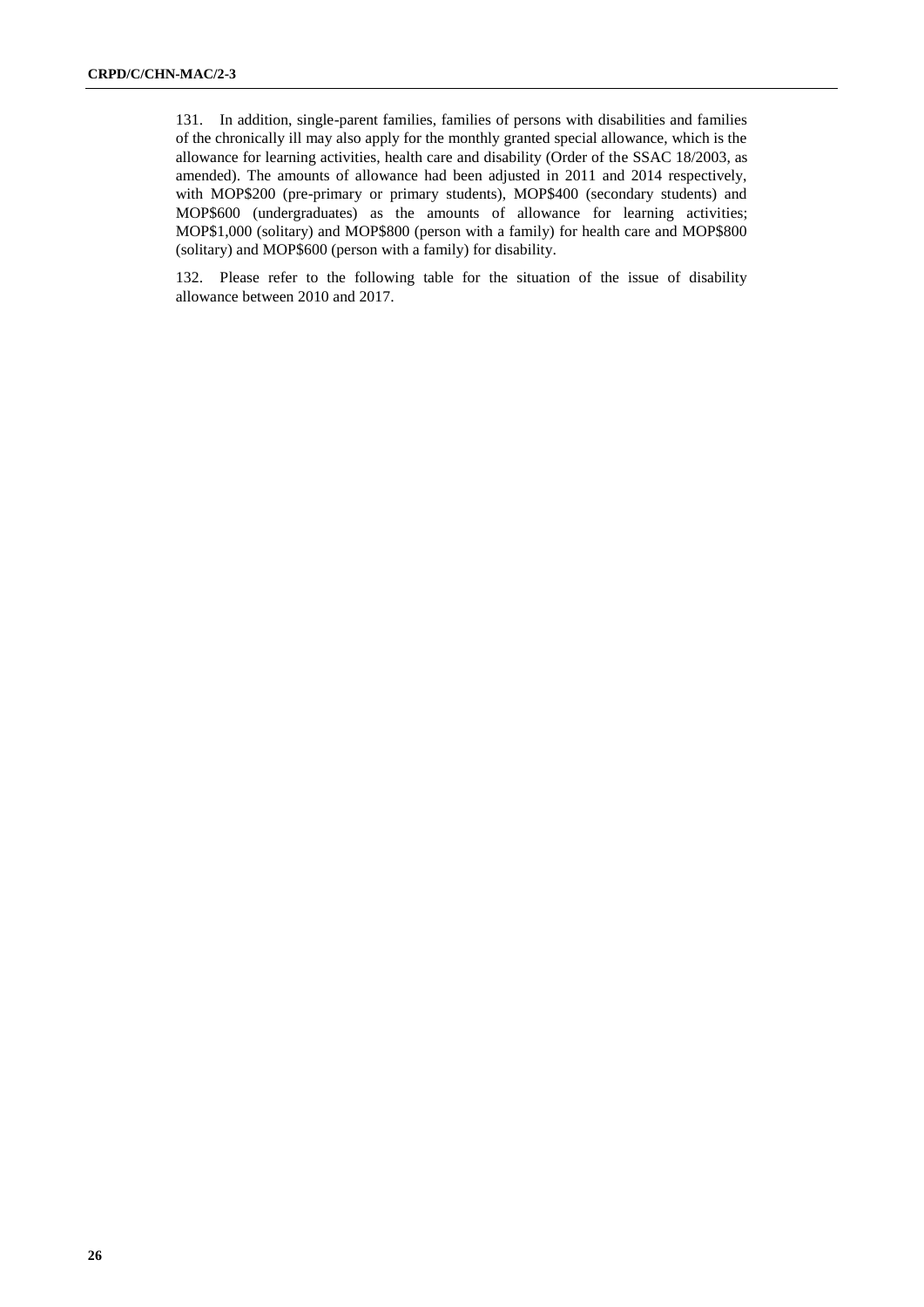131. In addition, single-parent families, families of persons with disabilities and families of the chronically ill may also apply for the monthly granted special allowance, which is the allowance for learning activities, health care and disability (Order of the SSAC 18/2003, as amended). The amounts of allowance had been adjusted in 2011 and 2014 respectively, with MOP$200 (pre-primary or primary students), MOP$400 (secondary students) and MOP$600 (undergraduates) as the amounts of allowance for learning activities; MOP$1,000 (solitary) and MOP$800 (person with a family) for health care and MOP$800 (solitary) and MOP$600 (person with a family) for disability.

132. Please refer to the following table for the situation of the issue of disability allowance between 2010 and 2017.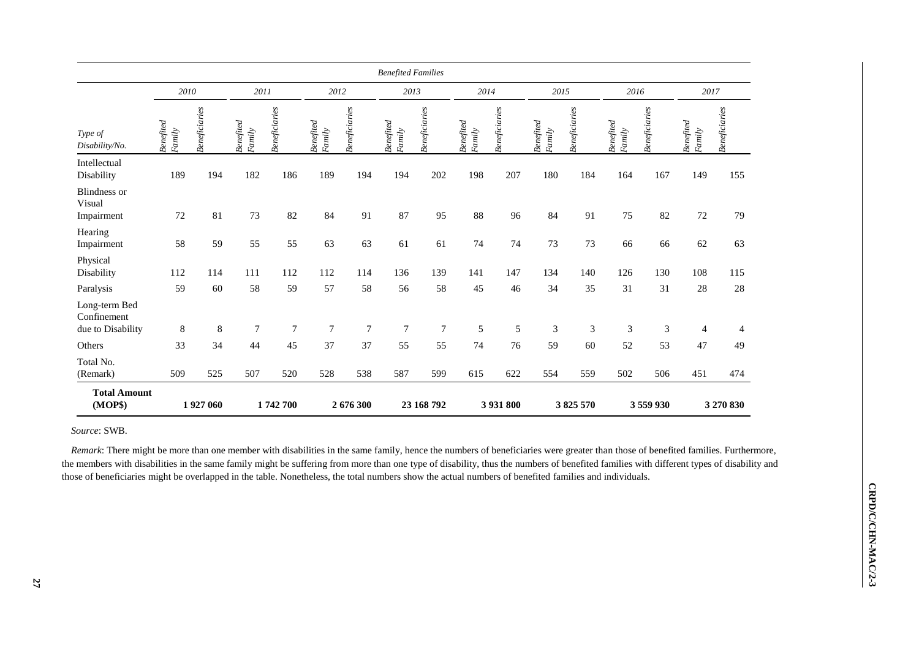| | *Benefited Families* | | | | | | | | | | | | | | | |
|---|---|---|---|---|---|---|---|---|---|---|---|---|---|---|---|---|
| | *2010* | | *2011* | | *2012* | | *2013* | | *2014* | | *2015* | | *2016* | | *2017* | |
| *Type of Disability/No.* | *Benefited Family* | *Beneficiaries* | *Benefited Family* | *Beneficiaries* | *Benefited Family* | *Beneficiaries* | *Benefited Family* | *Beneficiaries* | *Benefited Family* | *Beneficiaries* | *Benefited Family* | *Beneficiaries* | *Benefited Family* | *Beneficiaries* | *Benefited Family* | *Beneficiaries* |
| Intellectual Disability | 189 | 194 | 182 | 186 | 189 | 194 | 194 | 202 | 198 | 207 | 180 | 184 | 164 | 167 | 149 | 155 |
| Blindness or Visual Impairment | 72 | 81 | 73 | 82 | 84 | 91 | 87 | 95 | 88 | 96 | 84 | 91 | 75 | 82 | 72 | 79 |
| Hearing Impairment | 58 | 59 | 55 | 55 | 63 | 63 | 61 | 61 | 74 | 74 | 73 | 73 | 66 | 66 | 62 | 63 |
| Physical Disability | 112 | 114 | 111 | 112 | 112 | 114 | 136 | 139 | 141 | 147 | 134 | 140 | 126 | 130 | 108 | 115 |
| Paralysis | 59 | 60 | 58 | 59 | 57 | 58 | 56 | 58 | 45 | 46 | 34 | 35 | 31 | 31 | 28 | 28 |
| Long-term Bed Confinement due to Disability | 8 | 8 | 7 | 7 | 7 | 7 | 7 | 7 | 5 | 5 | 3 | 3 | 3 | 3 | 4 | 4 |
| Others | 33 | 34 | 44 | 45 | 37 | 37 | 55 | 55 | 74 | 76 | 59 | 60 | 52 | 53 | 47 | 49 |
| Total No. (Remark) | 509 | 525 | 507 | 520 | 528 | 538 | 587 | 599 | 615 | 622 | 554 | 559 | 502 | 506 | 451 | 474 |
| **Total Amount (MOP$)** | | **1 927 060** | | **1 742 700** | | **2 676 300** | | **23 168 792** | | **3 931 800** | | **3 825 570** | | **3 559 930** | | **3 270 830** |

*Source*: SWB.

*Remark*: There might be more than one member with disabilities in the same family, hence the numbers of beneficiaries were greater than those of benefited families. Furthermore, the members with disabilities in the same family might be suffering from more than one type of disability, thus the numbers of benefited families with different types of disability and those of beneficiaries might be overlapped in the table. Nonetheless, the total numbers show the actual numbers of benefited families and individuals.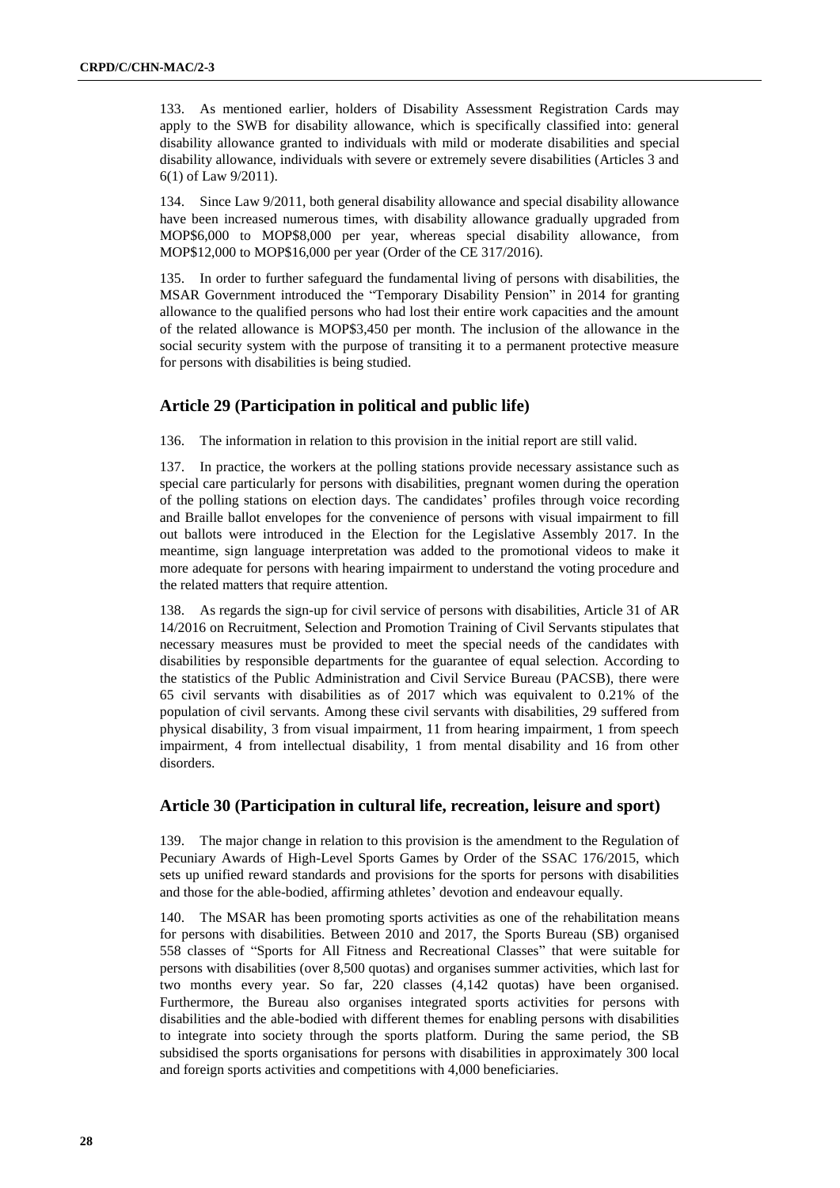133. As mentioned earlier, holders of Disability Assessment Registration Cards may apply to the SWB for disability allowance, which is specifically classified into: general disability allowance granted to individuals with mild or moderate disabilities and special disability allowance, individuals with severe or extremely severe disabilities (Articles 3 and 6(1) of Law 9/2011).

134. Since Law 9/2011, both general disability allowance and special disability allowance have been increased numerous times, with disability allowance gradually upgraded from MOP$6,000 to MOP$8,000 per year, whereas special disability allowance, from MOP$12,000 to MOP$16,000 per year (Order of the CE 317/2016).

135. In order to further safeguard the fundamental living of persons with disabilities, the MSAR Government introduced the "Temporary Disability Pension" in 2014 for granting allowance to the qualified persons who had lost their entire work capacities and the amount of the related allowance is MOP$3,450 per month. The inclusion of the allowance in the social security system with the purpose of transiting it to a permanent protective measure for persons with disabilities is being studied.

## Article 29 (Participation in political and public life)

136. The information in relation to this provision in the initial report are still valid.

137. In practice, the workers at the polling stations provide necessary assistance such as special care particularly for persons with disabilities, pregnant women during the operation of the polling stations on election days. The candidates' profiles through voice recording and Braille ballot envelopes for the convenience of persons with visual impairment to fill out ballots were introduced in the Election for the Legislative Assembly 2017. In the meantime, sign language interpretation was added to the promotional videos to make it more adequate for persons with hearing impairment to understand the voting procedure and the related matters that require attention.

138. As regards the sign-up for civil service of persons with disabilities, Article 31 of AR 14/2016 on Recruitment, Selection and Promotion Training of Civil Servants stipulates that necessary measures must be provided to meet the special needs of the candidates with disabilities by responsible departments for the guarantee of equal selection. According to the statistics of the Public Administration and Civil Service Bureau (PACSB), there were 65 civil servants with disabilities as of 2017 which was equivalent to 0.21% of the population of civil servants. Among these civil servants with disabilities, 29 suffered from physical disability, 3 from visual impairment, 11 from hearing impairment, 1 from speech impairment, 4 from intellectual disability, 1 from mental disability and 16 from other disorders.

## Article 30 (Participation in cultural life, recreation, leisure and sport)

139. The major change in relation to this provision is the amendment to the Regulation of Pecuniary Awards of High-Level Sports Games by Order of the SSAC 176/2015, which sets up unified reward standards and provisions for the sports for persons with disabilities and those for the able-bodied, affirming athletes' devotion and endeavour equally.

140. The MSAR has been promoting sports activities as one of the rehabilitation means for persons with disabilities. Between 2010 and 2017, the Sports Bureau (SB) organised 558 classes of "Sports for All Fitness and Recreational Classes" that were suitable for persons with disabilities (over 8,500 quotas) and organises summer activities, which last for two months every year. So far, 220 classes (4,142 quotas) have been organised. Furthermore, the Bureau also organises integrated sports activities for persons with disabilities and the able-bodied with different themes for enabling persons with disabilities to integrate into society through the sports platform. During the same period, the SB subsidised the sports organisations for persons with disabilities in approximately 300 local and foreign sports activities and competitions with 4,000 beneficiaries.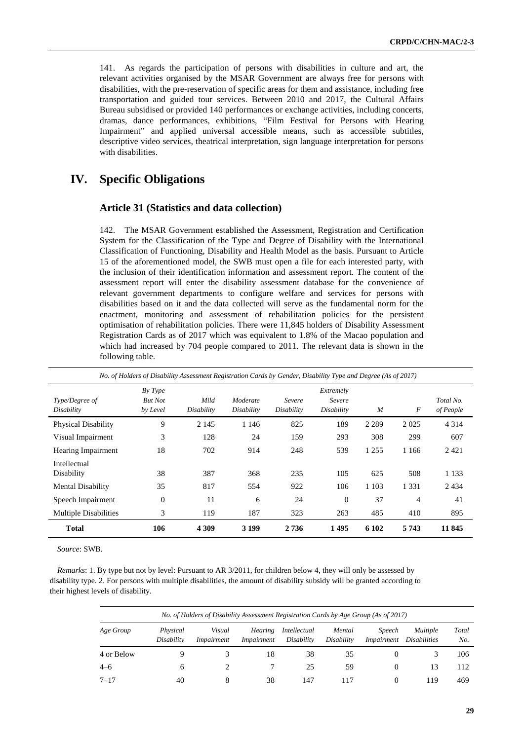141. As regards the participation of persons with disabilities in culture and art, the relevant activities organised by the MSAR Government are always free for persons with disabilities, with the pre-reservation of specific areas for them and assistance, including free transportation and guided tour services. Between 2010 and 2017, the Cultural Affairs Bureau subsidised or provided 140 performances or exchange activities, including concerts, dramas, dance performances, exhibitions, "Film Festival for Persons with Hearing Impairment" and applied universal accessible means, such as accessible subtitles, descriptive video services, theatrical interpretation, sign language interpretation for persons with disabilities.

# IV. Specific Obligations

## Article 31 (Statistics and data collection)

142. The MSAR Government established the Assessment, Registration and Certification System for the Classification of the Type and Degree of Disability with the International Classification of Functioning, Disability and Health Model as the basis. Pursuant to Article 15 of the aforementioned model, the SWB must open a file for each interested party, with the inclusion of their identification information and assessment report. The content of the assessment report will enter the disability assessment database for the convenience of relevant government departments to configure welfare and services for persons with disabilities based on it and the data collected will serve as the fundamental norm for the enactment, monitoring and assessment of rehabilitation policies for the persistent optimisation of rehabilitation policies. There were 11,845 holders of Disability Assessment Registration Cards as of 2017 which was equivalent to 1.8% of the Macao population and which had increased by 704 people compared to 2011. The relevant data is shown in the following table.

*No. of Holders of Disability Assessment Registration Cards by Gender, Disability Type and Degree (As of 2017)*

| *Type/Degree of Disability* | *By Type But Not by Level* | *Mild Disability* | *Moderate Disability* | *Severe Disability* | *Extremely Severe Disability* | *M* | *F* | *Total No. of People* |
|---|---|---|---|---|---|---|---|---|
| Physical Disability | 9 | 2 145 | 1 146 | 825 | 189 | 2 289 | 2 025 | 4 314 |
| Visual Impairment | 3 | 128 | 24 | 159 | 293 | 308 | 299 | 607 |
| Hearing Impairment | 18 | 702 | 914 | 248 | 539 | 1 255 | 1 166 | 2 421 |
| Intellectual Disability | 38 | 387 | 368 | 235 | 105 | 625 | 508 | 1 133 |
| Mental Disability | 35 | 817 | 554 | 922 | 106 | 1 103 | 1 331 | 2 434 |
| Speech Impairment | 0 | 11 | 6 | 24 | 0 | 37 | 4 | 41 |
| Multiple Disabilities | 3 | 119 | 187 | 323 | 263 | 485 | 410 | 895 |
| **Total** | **106** | **4 309** | **3 199** | **2 736** | **1 495** | **6 102** | **5 743** | **11 845** |

*Source*: SWB.

*Remarks*: 1. By type but not by level: Pursuant to AR 3/2011, for children below 4, they will only be assessed by disability type. 2. For persons with multiple disabilities, the amount of disability subsidy will be granted according to their highest levels of disability.

*No. of Holders of Disability Assessment Registration Cards by Age Group (As of 2017)*

| *Age Group* | *Physical Disability* | *Visual Impairment* | *Hearing Impairment* | *Intellectual Disability* | *Mental Disability* | *Speech Impairment* | *Multiple Disabilities* | *Total No.* |
|---|---|---|---|---|---|---|---|---|
| 4 or Below | 9 | 3 | 18 | 38 | 35 | 0 | 3 | 106 |
| 4–6 | 6 | 2 | 7 | 25 | 59 | 0 | 13 | 112 |
| 7–17 | 40 | 8 | 38 | 147 | 117 | 0 | 119 | 469 |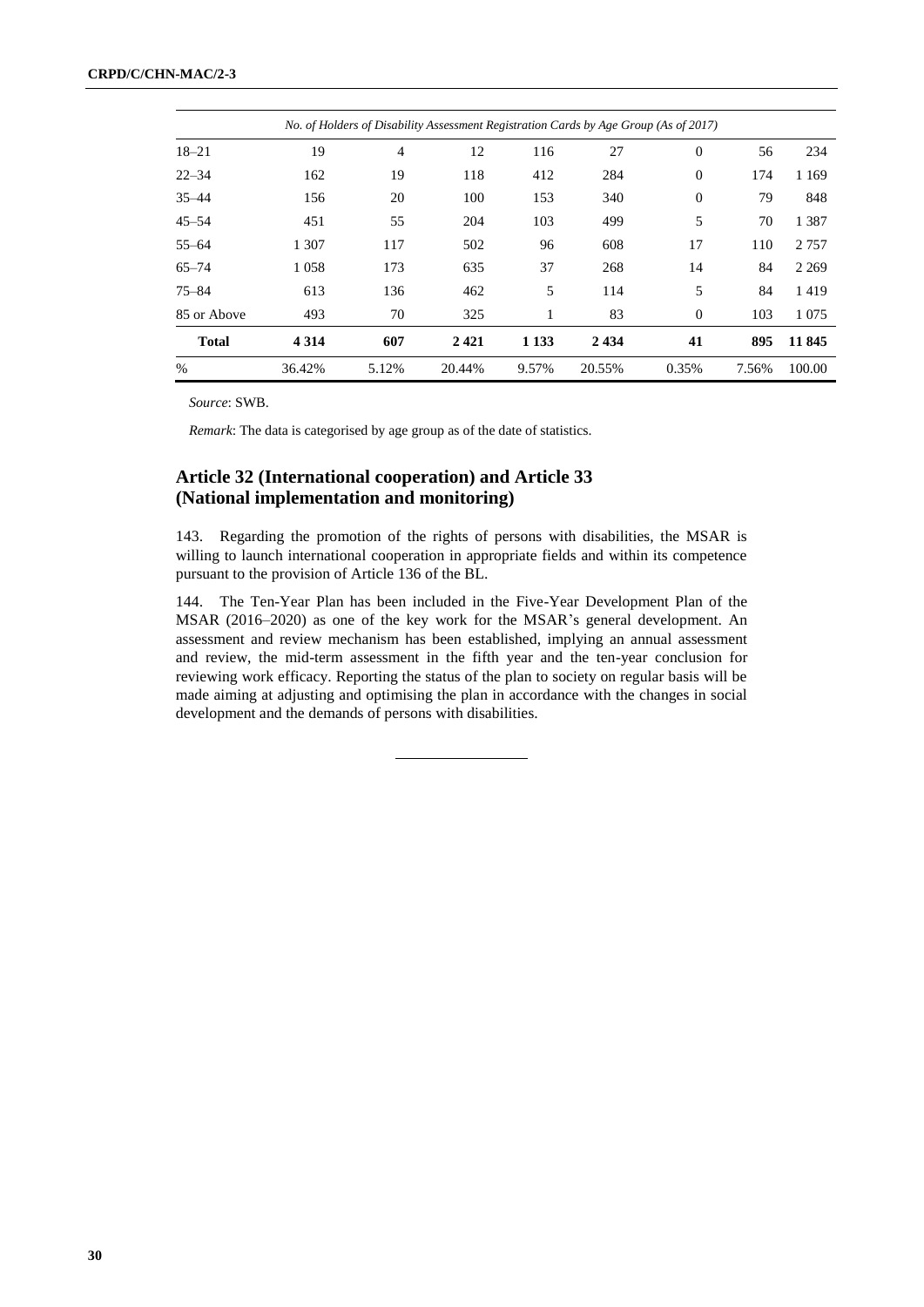| *No. of Holders of Disability Assessment Registration Cards by Age Group (As of 2017)* | | | | | | | | |
|---|---|---|---|---|---|---|---|---|
| 18–21 | 19 | 4 | 12 | 116 | 27 | 0 | 56 | 234 |
| 22–34 | 162 | 19 | 118 | 412 | 284 | 0 | 174 | 1 169 |
| 35–44 | 156 | 20 | 100 | 153 | 340 | 0 | 79 | 848 |
| 45–54 | 451 | 55 | 204 | 103 | 499 | 5 | 70 | 1 387 |
| 55–64 | 1 307 | 117 | 502 | 96 | 608 | 17 | 110 | 2 757 |
| 65–74 | 1 058 | 173 | 635 | 37 | 268 | 14 | 84 | 2 269 |
| 75–84 | 613 | 136 | 462 | 5 | 114 | 5 | 84 | 1 419 |
| 85 or Above | 493 | 70 | 325 | 1 | 83 | 0 | 103 | 1 075 |
| **Total** | **4 314** | **607** | **2 421** | **1 133** | **2 434** | **41** | **895** | **11 845** |
| % | 36.42% | 5.12% | 20.44% | 9.57% | 20.55% | 0.35% | 7.56% | 100.00 |

*Source*: SWB.

*Remark*: The data is categorised by age group as of the date of statistics.

## Article 32 (International cooperation) and Article 33 (National implementation and monitoring)

143. Regarding the promotion of the rights of persons with disabilities, the MSAR is willing to launch international cooperation in appropriate fields and within its competence pursuant to the provision of Article 136 of the BL.

144. The Ten-Year Plan has been included in the Five-Year Development Plan of the MSAR (2016–2020) as one of the key work for the MSAR's general development. An assessment and review mechanism has been established, implying an annual assessment and review, the mid-term assessment in the fifth year and the ten-year conclusion for reviewing work efficacy. Reporting the status of the plan to society on regular basis will be made aiming at adjusting and optimising the plan in accordance with the changes in social development and the demands of persons with disabilities.